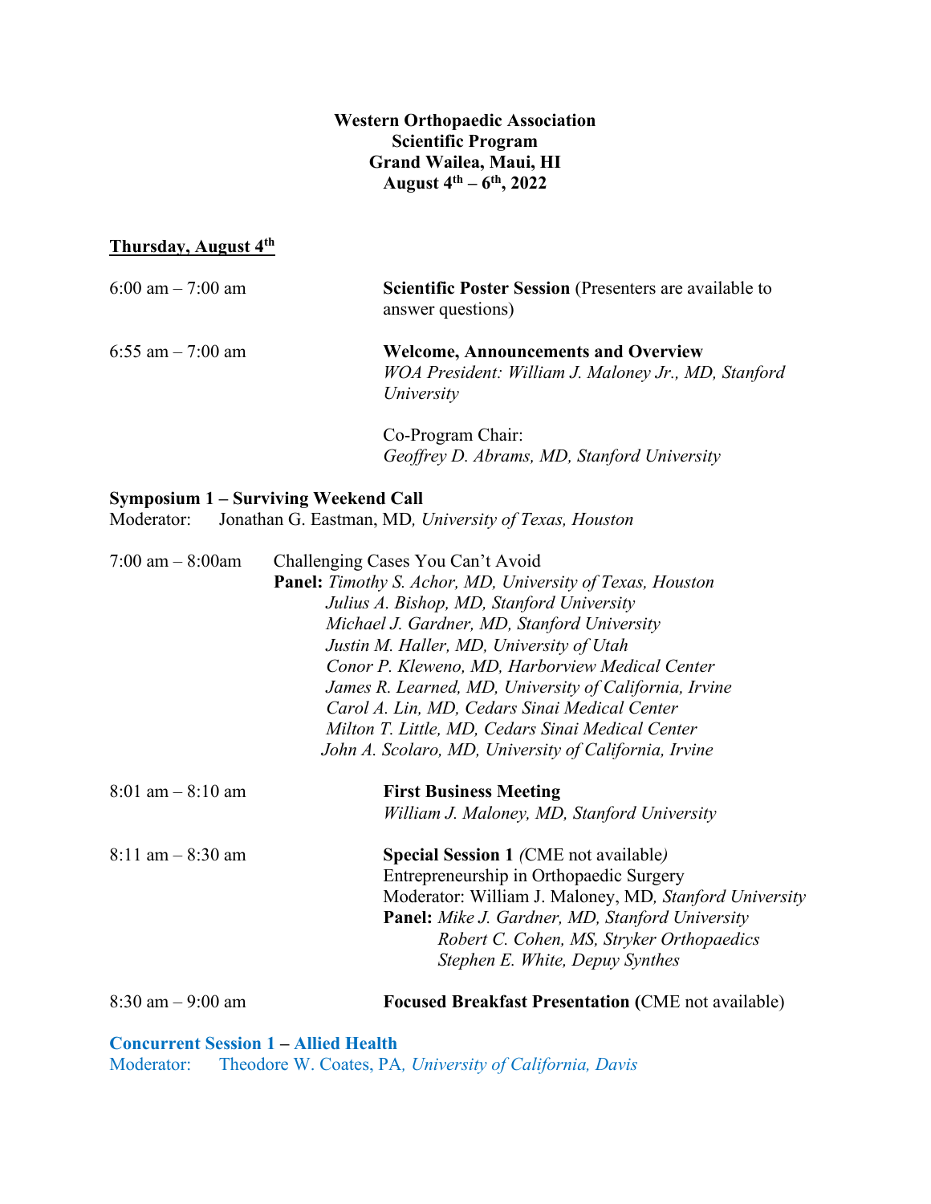**Western Orthopaedic Association**
**Scientific Program**
**Grand Wailea, Maui, HI**
**August 4th – 6th, 2022**

## Thursday, August 4th

6:00 am – 7:00 am **Scientific Poster Session** (Presenters are available to answer questions)

6:55 am – 7:00 am **Welcome, Announcements and Overview**
*WOA President: William J. Maloney Jr., MD, Stanford University*

Co-Program Chair:
*Geoffrey D. Abrams, MD, Stanford University*

**Symposium 1 – Surviving Weekend Call**
Moderator: Jonathan G. Eastman, MD*, University of Texas, Houston*

7:00 am – 8:00am Challenging Cases You Can't Avoid
**Panel:** *Timothy S. Achor, MD, University of Texas, Houston*
*Julius A. Bishop, MD, Stanford University*
*Michael J. Gardner, MD, Stanford University*
*Justin M. Haller, MD, University of Utah*
*Conor P. Kleweno, MD, Harborview Medical Center*
*James R. Learned, MD, University of California, Irvine*
*Carol A. Lin, MD, Cedars Sinai Medical Center*
*Milton T. Little, MD, Cedars Sinai Medical Center*
*John A. Scolaro, MD, University of California, Irvine*

8:01 am – 8:10 am **First Business Meeting**
*William J. Maloney, MD, Stanford University*

8:11 am – 8:30 am **Special Session 1** *(*CME not available*)*
Entrepreneurship in Orthopaedic Surgery
Moderator: William J. Maloney, MD*, Stanford University*
**Panel:** *Mike J. Gardner, MD, Stanford University*
*Robert C. Cohen, MS, Stryker Orthopaedics*
*Stephen E. White, Depuy Synthes*

8:30 am – 9:00 am **Focused Breakfast Presentation (**CME not available)

**Concurrent Session 1 – Allied Health**
Moderator: Theodore W. Coates, PA*, University of California, Davis*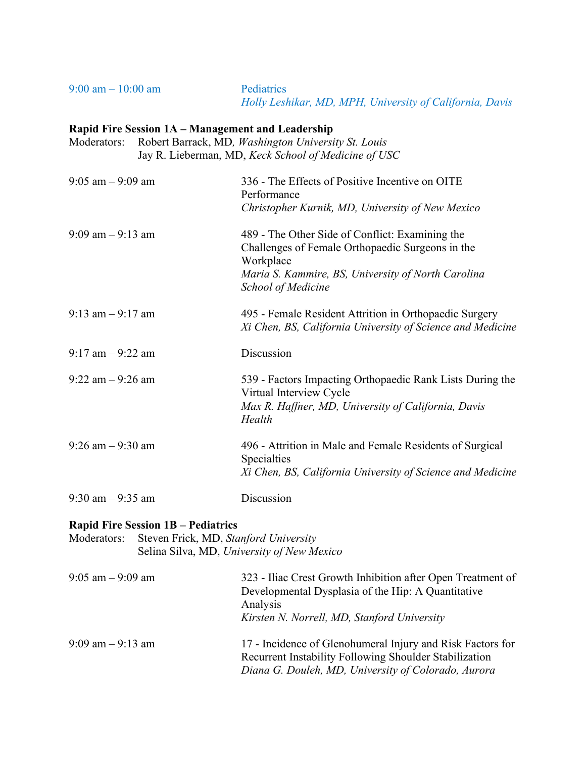9:00 am – 10:00 am — Pediatrics
*Holly Leshikar, MD, MPH, University of California, Davis*

**Rapid Fire Session 1A – Management and Leadership**

Moderators: Robert Barrack, MD, *Washington University St. Louis*
Jay R. Lieberman, MD, *Keck School of Medicine of USC*

| | |
|---|---|
| 9:05 am – 9:09 am | 336 - The Effects of Positive Incentive on OITE Performance<br>*Christopher Kurnik, MD, University of New Mexico* |
| 9:09 am – 9:13 am | 489 - The Other Side of Conflict: Examining the Challenges of Female Orthopaedic Surgeons in the Workplace<br>*Maria S. Kammire, BS, University of North Carolina School of Medicine* |
| 9:13 am – 9:17 am | 495 - Female Resident Attrition in Orthopaedic Surgery<br>*Xi Chen, BS, California University of Science and Medicine* |
| 9:17 am – 9:22 am | Discussion |
| 9:22 am – 9:26 am | 539 - Factors Impacting Orthopaedic Rank Lists During the Virtual Interview Cycle<br>*Max R. Haffner, MD, University of California, Davis Health* |
| 9:26 am – 9:30 am | 496 - Attrition in Male and Female Residents of Surgical Specialties<br>*Xi Chen, BS, California University of Science and Medicine* |
| 9:30 am – 9:35 am | Discussion |

**Rapid Fire Session 1B – Pediatrics**

Moderators: Steven Frick, MD, *Stanford University*
Selina Silva, MD, *University of New Mexico*

| | |
|---|---|
| 9:05 am – 9:09 am | 323 - Iliac Crest Growth Inhibition after Open Treatment of Developmental Dysplasia of the Hip: A Quantitative Analysis<br>*Kirsten N. Norrell, MD, Stanford University* |
| 9:09 am – 9:13 am | 17 - Incidence of Glenohumeral Injury and Risk Factors for Recurrent Instability Following Shoulder Stabilization<br>*Diana G. Douleh, MD, University of Colorado, Aurora* |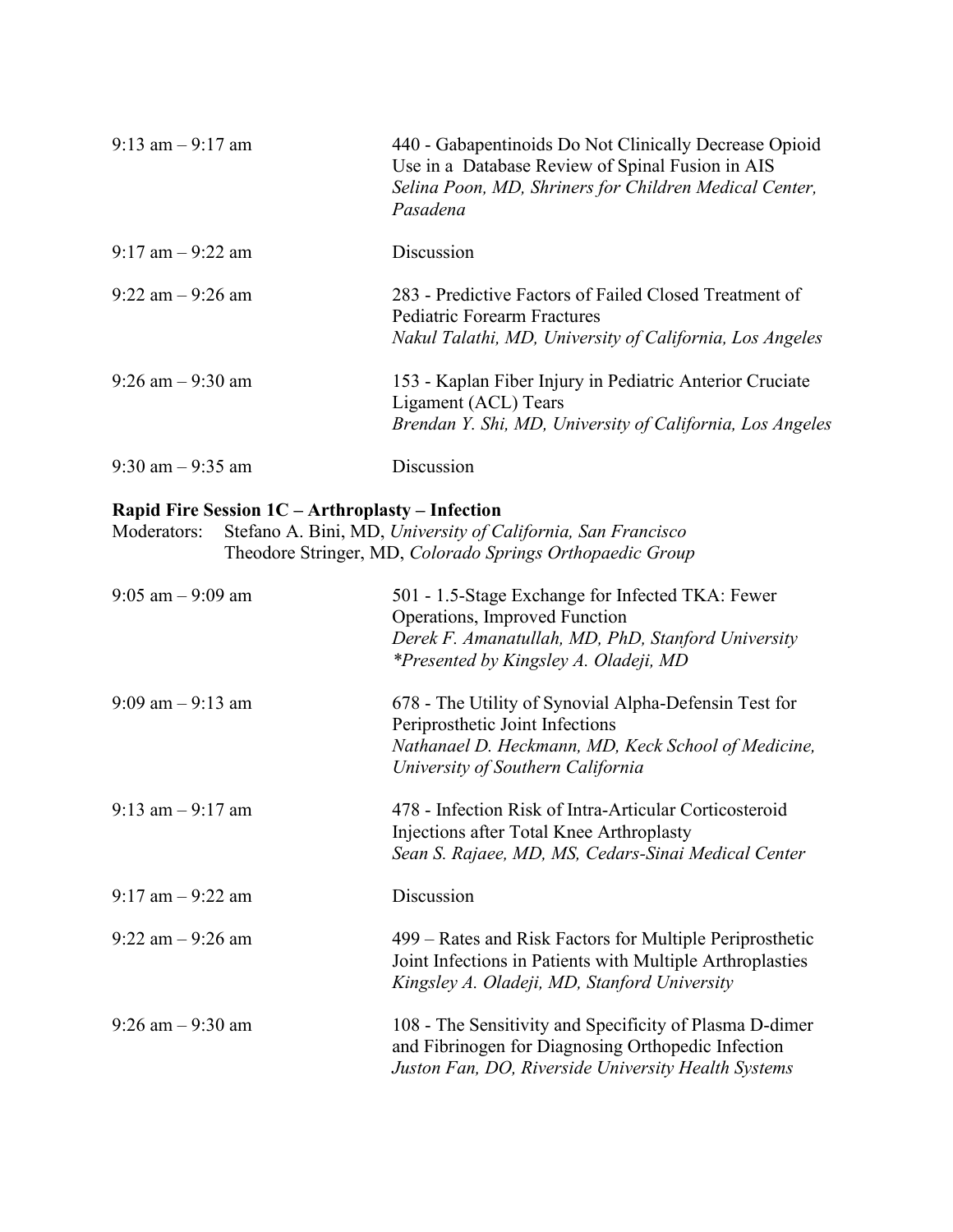| | |
|---|---|
| 9:13 am – 9:17 am | 440 - Gabapentinoids Do Not Clinically Decrease Opioid Use in a Database Review of Spinal Fusion in AIS<br>*Selina Poon, MD, Shriners for Children Medical Center, Pasadena* |
| 9:17 am – 9:22 am | Discussion |
| 9:22 am – 9:26 am | 283 - Predictive Factors of Failed Closed Treatment of Pediatric Forearm Fractures<br>*Nakul Talathi, MD, University of California, Los Angeles* |
| 9:26 am – 9:30 am | 153 - Kaplan Fiber Injury in Pediatric Anterior Cruciate Ligament (ACL) Tears<br>*Brendan Y. Shi, MD, University of California, Los Angeles* |
| 9:30 am – 9:35 am | Discussion |

**Rapid Fire Session 1C – Arthroplasty – Infection**

Moderators: Stefano A. Bini, MD, *University of California, San Francisco*
Theodore Stringer, MD, *Colorado Springs Orthopaedic Group*

| | |
|---|---|
| 9:05 am – 9:09 am | 501 - 1.5-Stage Exchange for Infected TKA: Fewer Operations, Improved Function<br>*Derek F. Amanatullah, MD, PhD, Stanford University*<br>*\*Presented by Kingsley A. Oladeji, MD* |
| 9:09 am – 9:13 am | 678 - The Utility of Synovial Alpha-Defensin Test for Periprosthetic Joint Infections<br>*Nathanael D. Heckmann, MD, Keck School of Medicine, University of Southern California* |
| 9:13 am – 9:17 am | 478 - Infection Risk of Intra-Articular Corticosteroid Injections after Total Knee Arthroplasty<br>*Sean S. Rajaee, MD, MS, Cedars-Sinai Medical Center* |
| 9:17 am – 9:22 am | Discussion |
| 9:22 am – 9:26 am | 499 – Rates and Risk Factors for Multiple Periprosthetic Joint Infections in Patients with Multiple Arthroplasties<br>*Kingsley A. Oladeji, MD, Stanford University* |
| 9:26 am – 9:30 am | 108 - The Sensitivity and Specificity of Plasma D-dimer and Fibrinogen for Diagnosing Orthopedic Infection<br>*Juston Fan, DO, Riverside University Health Systems* |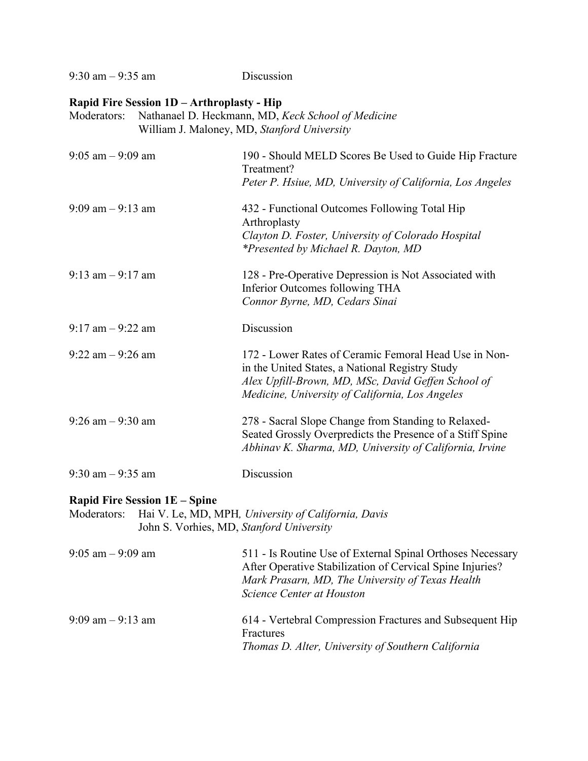9:30 am – 9:35 am Discussion

**Rapid Fire Session 1D – Arthroplasty - Hip**

Moderators: Nathanael D. Heckmann, MD, *Keck School of Medicine*
William J. Maloney, MD, *Stanford University*

9:05 am – 9:09 am
190 - Should MELD Scores Be Used to Guide Hip Fracture Treatment?
*Peter P. Hsiue, MD, University of California, Los Angeles*

9:09 am – 9:13 am
432 - Functional Outcomes Following Total Hip Arthroplasty
*Clayton D. Foster, University of Colorado Hospital*
*\*Presented by Michael R. Dayton, MD*

9:13 am – 9:17 am
128 - Pre-Operative Depression is Not Associated with Inferior Outcomes following THA
*Connor Byrne, MD, Cedars Sinai*

9:17 am – 9:22 am Discussion

9:22 am – 9:26 am
172 - Lower Rates of Ceramic Femoral Head Use in Non-in the United States, a National Registry Study
*Alex Upfill-Brown, MD, MSc, David Geffen School of Medicine, University of California, Los Angeles*

9:26 am – 9:30 am
278 - Sacral Slope Change from Standing to Relaxed-Seated Grossly Overpredicts the Presence of a Stiff Spine
*Abhinav K. Sharma, MD, University of California, Irvine*

9:30 am – 9:35 am Discussion

**Rapid Fire Session 1E – Spine**

Moderators: Hai V. Le, MD, MPH, *University of California, Davis*
John S. Vorhies, MD, *Stanford University*

9:05 am – 9:09 am
511 - Is Routine Use of External Spinal Orthoses Necessary After Operative Stabilization of Cervical Spine Injuries?
*Mark Prasarn, MD, The University of Texas Health Science Center at Houston*

9:09 am – 9:13 am
614 - Vertebral Compression Fractures and Subsequent Hip Fractures
*Thomas D. Alter, University of Southern California*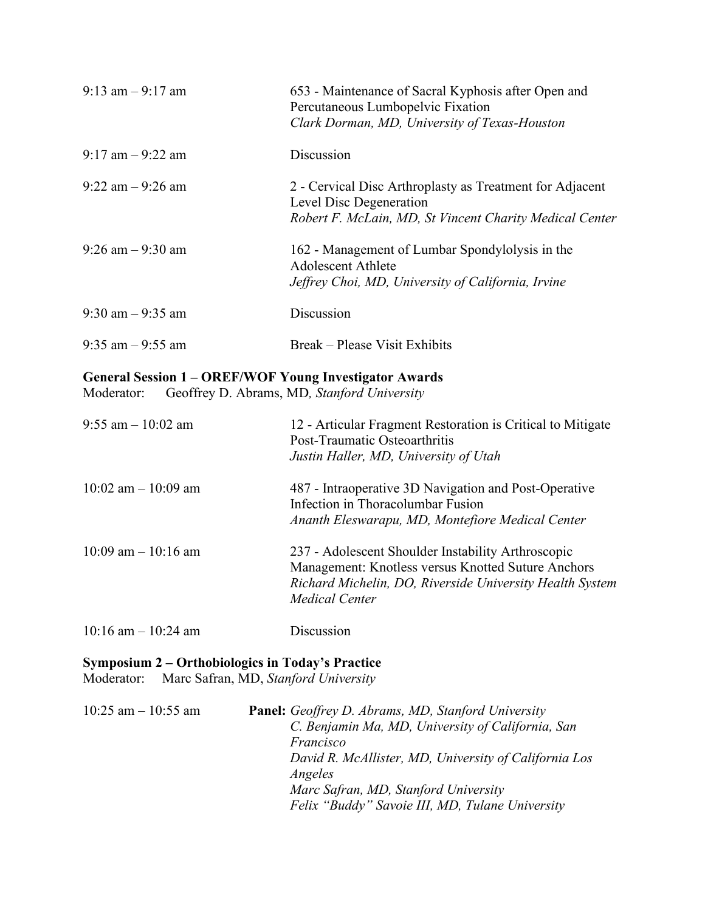| | |
|---|---|
| 9:13 am – 9:17 am | 653 - Maintenance of Sacral Kyphosis after Open and Percutaneous Lumbopelvic Fixation<br>*Clark Dorman, MD, University of Texas-Houston* |
| 9:17 am – 9:22 am | Discussion |
| 9:22 am – 9:26 am | 2 - Cervical Disc Arthroplasty as Treatment for Adjacent Level Disc Degeneration<br>*Robert F. McLain, MD, St Vincent Charity Medical Center* |
| 9:26 am – 9:30 am | 162 - Management of Lumbar Spondylolysis in the Adolescent Athlete<br>*Jeffrey Choi, MD, University of California, Irvine* |
| 9:30 am – 9:35 am | Discussion |
| 9:35 am – 9:55 am | Break – Please Visit Exhibits |

**General Session 1 – OREF/WOF Young Investigator Awards**
Moderator: Geoffrey D. Abrams, MD, *Stanford University*

| | |
|---|---|
| 9:55 am – 10:02 am | 12 - Articular Fragment Restoration is Critical to Mitigate Post-Traumatic Osteoarthritis<br>*Justin Haller, MD, University of Utah* |
| 10:02 am – 10:09 am | 487 - Intraoperative 3D Navigation and Post-Operative Infection in Thoracolumbar Fusion<br>*Ananth Eleswarapu, MD, Montefiore Medical Center* |
| 10:09 am – 10:16 am | 237 - Adolescent Shoulder Instability Arthroscopic Management: Knotless versus Knotted Suture Anchors<br>*Richard Michelin, DO, Riverside University Health System Medical Center* |
| 10:16 am – 10:24 am | Discussion |

**Symposium 2 – Orthobiologics in Today's Practice**
Moderator: Marc Safran, MD, *Stanford University*

| | |
|---|---|
| 10:25 am – 10:55 am | **Panel:** *Geoffrey D. Abrams, MD, Stanford University*<br>*C. Benjamin Ma, MD, University of California, San Francisco*<br>*David R. McAllister, MD, University of California Los Angeles*<br>*Marc Safran, MD, Stanford University*<br>*Felix "Buddy" Savoie III, MD, Tulane University* |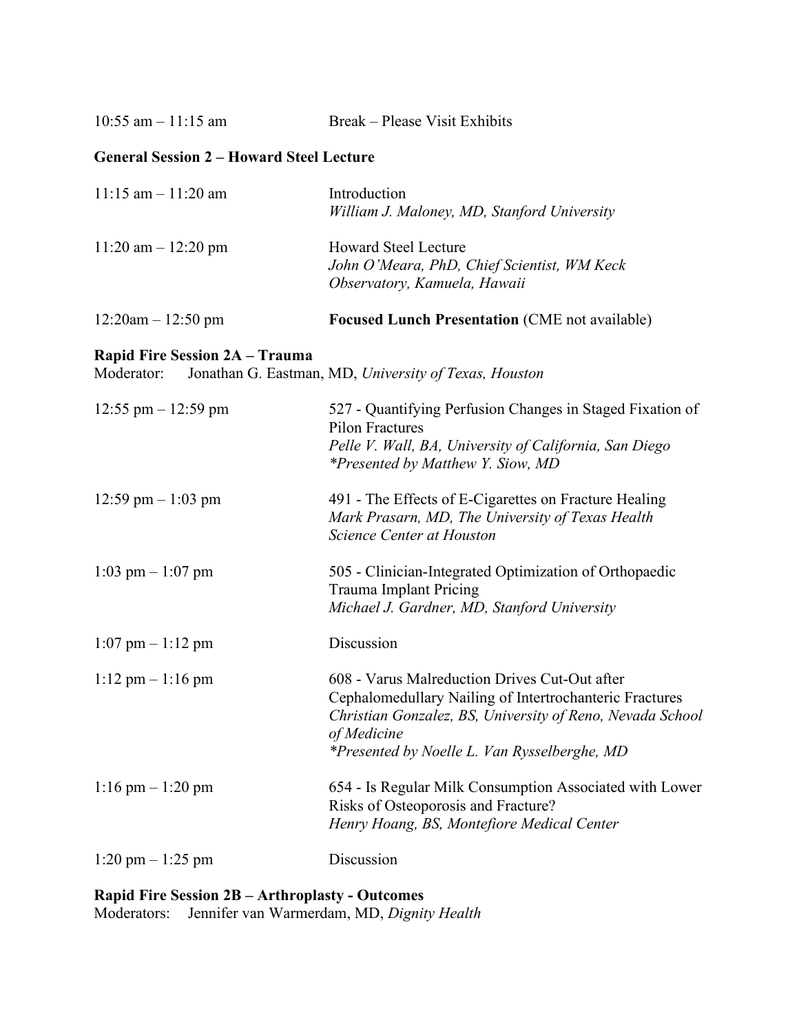| | |
|---|---|
| 10:55 am – 11:15 am | Break – Please Visit Exhibits |

**General Session 2 – Howard Steel Lecture**

| | |
|---|---|
| 11:15 am – 11:20 am | Introduction<br>*William J. Maloney, MD, Stanford University* |
| 11:20 am – 12:20 pm | Howard Steel Lecture<br>*John O'Meara, PhD, Chief Scientist, WM Keck Observatory, Kamuela, Hawaii* |
| 12:20am – 12:50 pm | **Focused Lunch Presentation** (CME not available) |

**Rapid Fire Session 2A – Trauma**
Moderator: Jonathan G. Eastman, MD, *University of Texas, Houston*

| | |
|---|---|
| 12:55 pm – 12:59 pm | 527 - Quantifying Perfusion Changes in Staged Fixation of Pilon Fractures<br>*Pelle V. Wall, BA, University of California, San Diego*<br>*\*Presented by Matthew Y. Siow, MD* |
| 12:59 pm – 1:03 pm | 491 - The Effects of E-Cigarettes on Fracture Healing<br>*Mark Prasarn, MD, The University of Texas Health Science Center at Houston* |
| 1:03 pm – 1:07 pm | 505 - Clinician-Integrated Optimization of Orthopaedic Trauma Implant Pricing<br>*Michael J. Gardner, MD, Stanford University* |
| 1:07 pm – 1:12 pm | Discussion |
| 1:12 pm – 1:16 pm | 608 - Varus Malreduction Drives Cut-Out after Cephalomedullary Nailing of Intertrochanteric Fractures<br>*Christian Gonzalez, BS, University of Reno, Nevada School of Medicine*<br>*\*Presented by Noelle L. Van Rysselberghe, MD* |
| 1:16 pm – 1:20 pm | 654 - Is Regular Milk Consumption Associated with Lower Risks of Osteoporosis and Fracture?<br>*Henry Hoang, BS, Montefiore Medical Center* |
| 1:20 pm – 1:25 pm | Discussion |

**Rapid Fire Session 2B – Arthroplasty - Outcomes**
Moderators: Jennifer van Warmerdam, MD, *Dignity Health*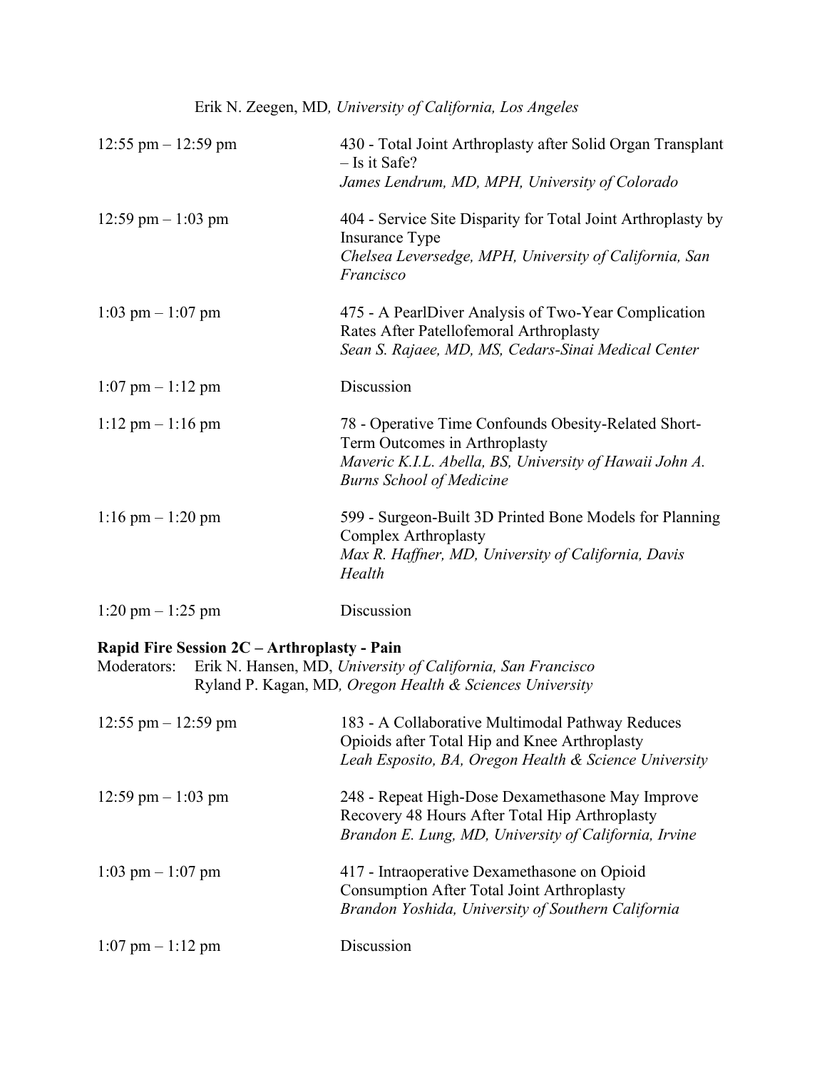Erik N. Zeegen, MD, *University of California, Los Angeles*

| | |
|---|---|
| 12:55 pm – 12:59 pm | 430 - Total Joint Arthroplasty after Solid Organ Transplant – Is it Safe?<br>*James Lendrum, MD, MPH, University of Colorado* |
| 12:59 pm – 1:03 pm | 404 - Service Site Disparity for Total Joint Arthroplasty by Insurance Type<br>*Chelsea Leversedge, MPH, University of California, San Francisco* |
| 1:03 pm – 1:07 pm | 475 - A PearlDiver Analysis of Two-Year Complication Rates After Patellofemoral Arthroplasty<br>*Sean S. Rajaee, MD, MS, Cedars-Sinai Medical Center* |
| 1:07 pm – 1:12 pm | Discussion |
| 1:12 pm – 1:16 pm | 78 - Operative Time Confounds Obesity-Related Short-Term Outcomes in Arthroplasty<br>*Maveric K.I.L. Abella, BS, University of Hawaii John A. Burns School of Medicine* |
| 1:16 pm – 1:20 pm | 599 - Surgeon-Built 3D Printed Bone Models for Planning Complex Arthroplasty<br>*Max R. Haffner, MD, University of California, Davis Health* |
| 1:20 pm – 1:25 pm | Discussion |

**Rapid Fire Session 2C – Arthroplasty - Pain**

Moderators: Erik N. Hansen, MD, *University of California, San Francisco*
Ryland P. Kagan, MD, *Oregon Health & Sciences University*

| | |
|---|---|
| 12:55 pm – 12:59 pm | 183 - A Collaborative Multimodal Pathway Reduces Opioids after Total Hip and Knee Arthroplasty<br>*Leah Esposito, BA, Oregon Health & Science University* |
| 12:59 pm – 1:03 pm | 248 - Repeat High-Dose Dexamethasone May Improve Recovery 48 Hours After Total Hip Arthroplasty<br>*Brandon E. Lung, MD, University of California, Irvine* |
| 1:03 pm – 1:07 pm | 417 - Intraoperative Dexamethasone on Opioid Consumption After Total Joint Arthroplasty<br>*Brandon Yoshida, University of Southern California* |
| 1:07 pm – 1:12 pm | Discussion |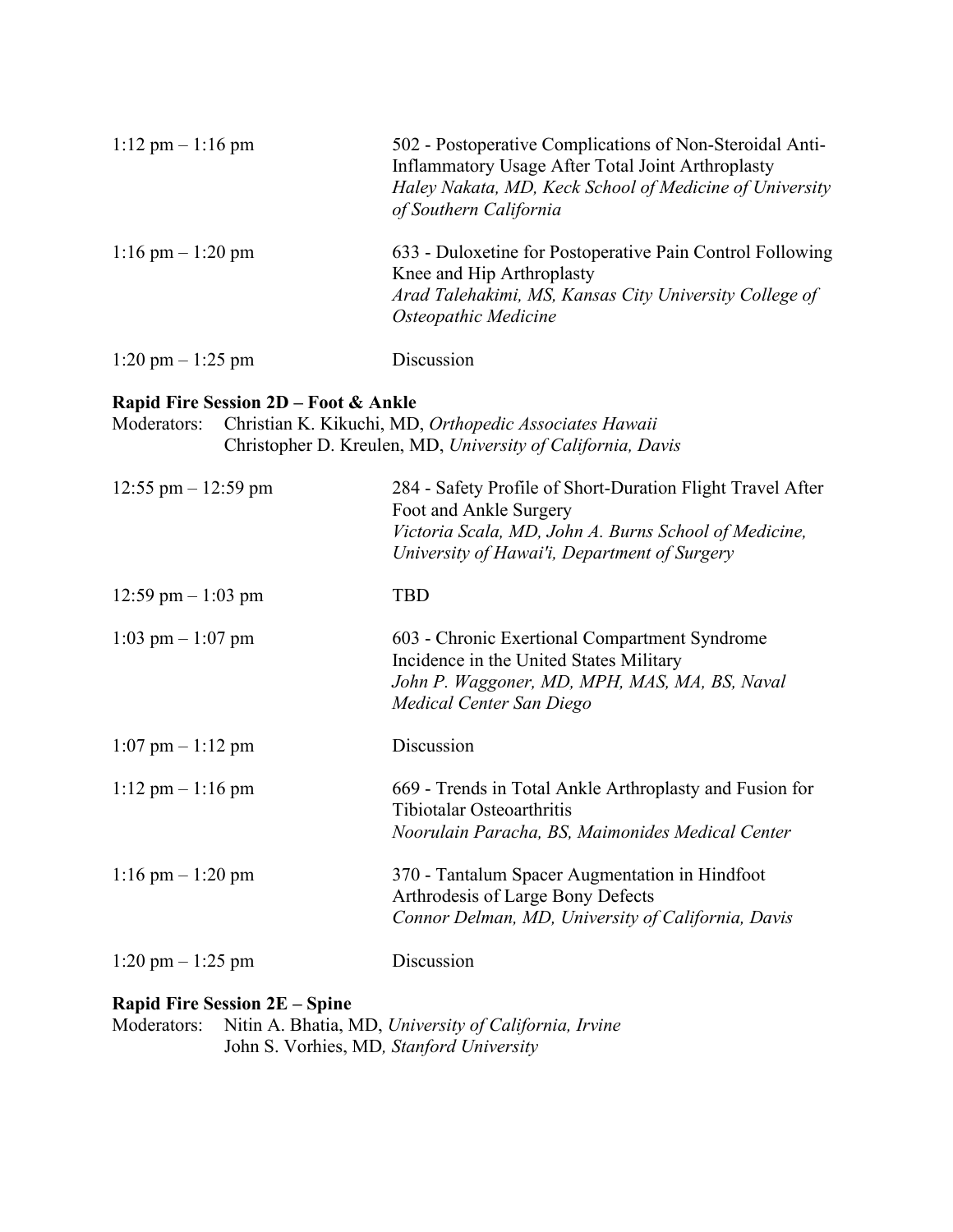1:12 pm – 1:16 pm

502 - Postoperative Complications of Non-Steroidal Anti-Inflammatory Usage After Total Joint Arthroplasty
*Haley Nakata, MD, Keck School of Medicine of University of Southern California*

1:16 pm – 1:20 pm

633 - Duloxetine for Postoperative Pain Control Following Knee and Hip Arthroplasty
*Arad Talehakimi, MS, Kansas City University College of Osteopathic Medicine*

1:20 pm – 1:25 pm

Discussion

**Rapid Fire Session 2D – Foot & Ankle**

Moderators: Christian K. Kikuchi, MD, *Orthopedic Associates Hawaii*
Christopher D. Kreulen, MD, *University of California, Davis*

12:55 pm – 12:59 pm

284 - Safety Profile of Short-Duration Flight Travel After Foot and Ankle Surgery
*Victoria Scala, MD, John A. Burns School of Medicine, University of Hawai'i, Department of Surgery*

12:59 pm – 1:03 pm

TBD

1:03 pm – 1:07 pm

603 - Chronic Exertional Compartment Syndrome Incidence in the United States Military
*John P. Waggoner, MD, MPH, MAS, MA, BS, Naval Medical Center San Diego*

1:07 pm – 1:12 pm

Discussion

1:12 pm – 1:16 pm

669 - Trends in Total Ankle Arthroplasty and Fusion for Tibiotalar Osteoarthritis
*Noorulain Paracha, BS, Maimonides Medical Center*

1:16 pm – 1:20 pm

370 - Tantalum Spacer Augmentation in Hindfoot Arthrodesis of Large Bony Defects
*Connor Delman, MD, University of California, Davis*

1:20 pm – 1:25 pm

Discussion

**Rapid Fire Session 2E – Spine**

Moderators: Nitin A. Bhatia, MD, *University of California, Irvine*
John S. Vorhies, MD, *Stanford University*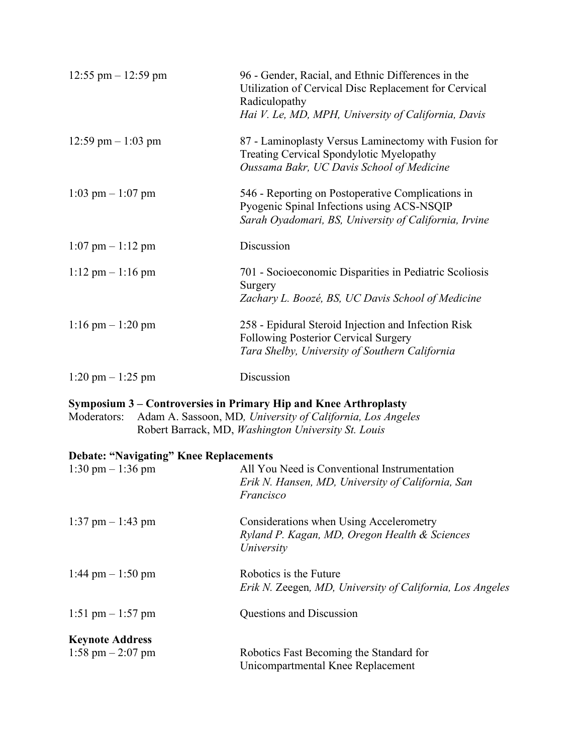| | |
|---|---|
| 12:55 pm – 12:59 pm | 96 - Gender, Racial, and Ethnic Differences in the Utilization of Cervical Disc Replacement for Cervical Radiculopathy<br>*Hai V. Le, MD, MPH, University of California, Davis* |
| 12:59 pm – 1:03 pm | 87 - Laminoplasty Versus Laminectomy with Fusion for Treating Cervical Spondylotic Myelopathy<br>*Oussama Bakr, UC Davis School of Medicine* |
| 1:03 pm – 1:07 pm | 546 - Reporting on Postoperative Complications in Pyogenic Spinal Infections using ACS-NSQIP<br>*Sarah Oyadomari, BS, University of California, Irvine* |
| 1:07 pm – 1:12 pm | Discussion |
| 1:12 pm – 1:16 pm | 701 - Socioeconomic Disparities in Pediatric Scoliosis Surgery<br>*Zachary L. Boozé, BS, UC Davis School of Medicine* |
| 1:16 pm – 1:20 pm | 258 - Epidural Steroid Injection and Infection Risk Following Posterior Cervical Surgery<br>*Tara Shelby, University of Southern California* |
| 1:20 pm – 1:25 pm | Discussion |

**Symposium 3 – Controversies in Primary Hip and Knee Arthroplasty**

Moderators: Adam A. Sassoon, MD*, University of California, Los Angeles*
Robert Barrack, MD, *Washington University St. Louis*

**Debate: "Navigating" Knee Replacements**

| | |
|---|---|
| 1:30 pm – 1:36 pm | All You Need is Conventional Instrumentation<br>*Erik N. Hansen, MD, University of California, San Francisco* |
| 1:37 pm – 1:43 pm | Considerations when Using Accelerometry<br>*Ryland P. Kagan, MD, Oregon Health & Sciences University* |
| 1:44 pm – 1:50 pm | Robotics is the Future<br>*Erik N.* Zeegen*, MD, University of California, Los Angeles* |
| 1:51 pm – 1:57 pm | Questions and Discussion |

**Keynote Address**

| | |
|---|---|
| 1:58 pm – 2:07 pm | Robotics Fast Becoming the Standard for Unicompartmental Knee Replacement |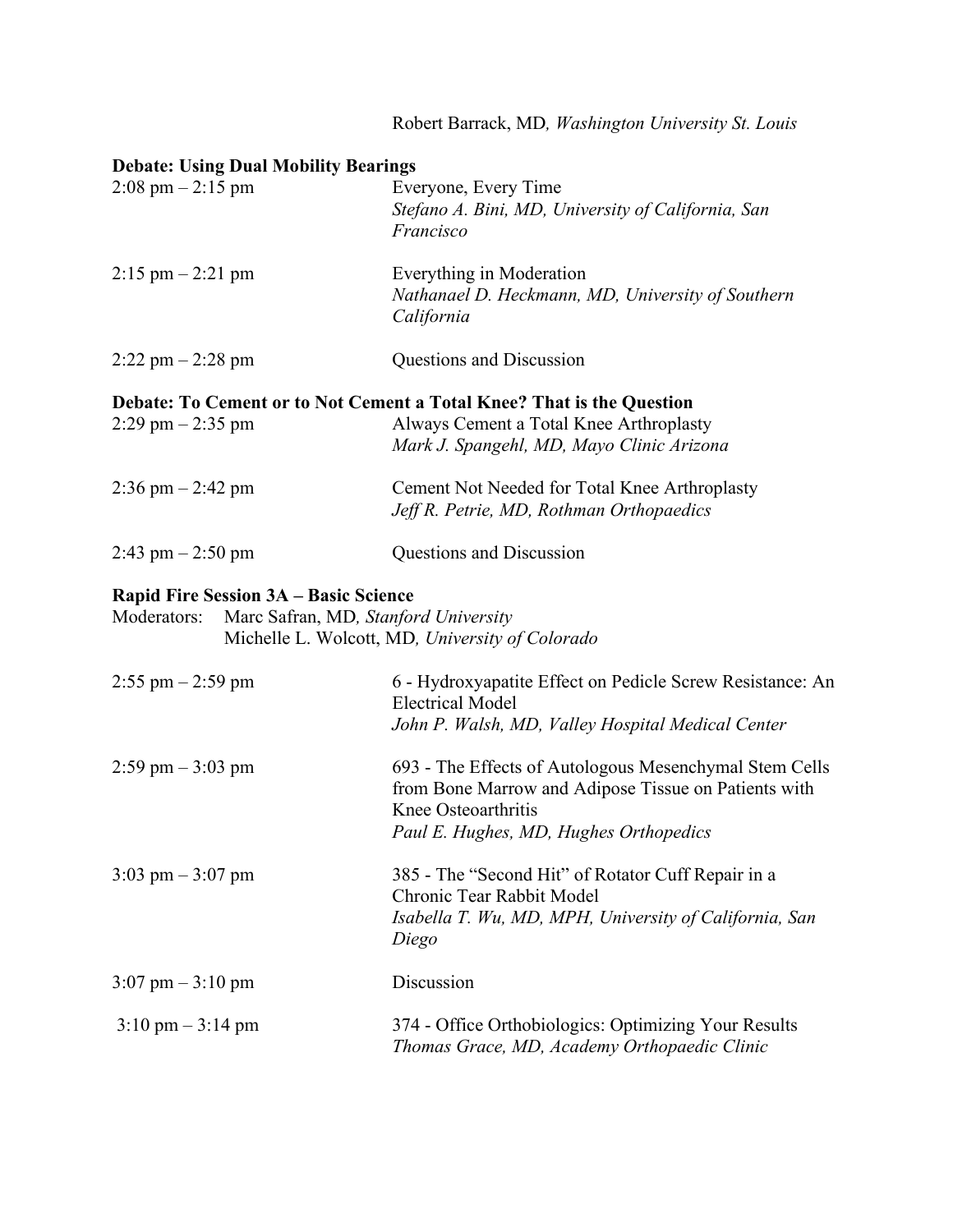Robert Barrack, MD, *Washington University St. Louis*

**Debate: Using Dual Mobility Bearings**

2:08 pm – 2:15 pm — Everyone, Every Time
*Stefano A. Bini, MD, University of California, San Francisco*

2:15 pm – 2:21 pm — Everything in Moderation
*Nathanael D. Heckmann, MD, University of Southern California*

2:22 pm – 2:28 pm — Questions and Discussion

**Debate: To Cement or to Not Cement a Total Knee? That is the Question**

2:29 pm – 2:35 pm — Always Cement a Total Knee Arthroplasty
*Mark J. Spangehl, MD, Mayo Clinic Arizona*

2:36 pm – 2:42 pm — Cement Not Needed for Total Knee Arthroplasty
*Jeff R. Petrie, MD, Rothman Orthopaedics*

2:43 pm – 2:50 pm — Questions and Discussion

**Rapid Fire Session 3A – Basic Science**

Moderators: Marc Safran, MD, *Stanford University*
Michelle L. Wolcott, MD, *University of Colorado*

2:55 pm – 2:59 pm — 6 - Hydroxyapatite Effect on Pedicle Screw Resistance: An Electrical Model
*John P. Walsh, MD, Valley Hospital Medical Center*

2:59 pm – 3:03 pm — 693 - The Effects of Autologous Mesenchymal Stem Cells from Bone Marrow and Adipose Tissue on Patients with Knee Osteoarthritis
*Paul E. Hughes, MD, Hughes Orthopedics*

3:03 pm – 3:07 pm — 385 - The "Second Hit" of Rotator Cuff Repair in a Chronic Tear Rabbit Model
*Isabella T. Wu, MD, MPH, University of California, San Diego*

3:07 pm – 3:10 pm — Discussion

3:10 pm – 3:14 pm — 374 - Office Orthobiologics: Optimizing Your Results
*Thomas Grace, MD, Academy Orthopaedic Clinic*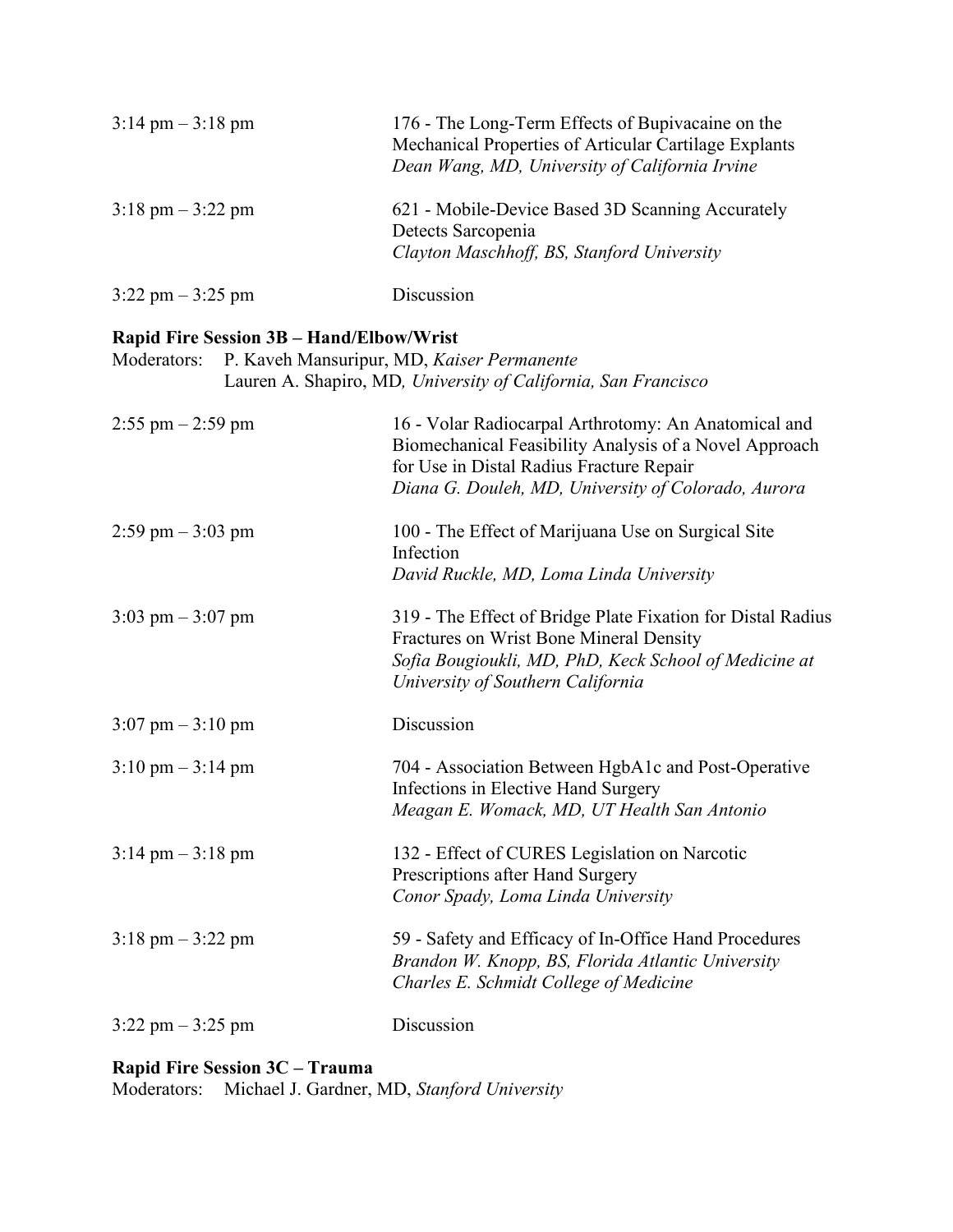| | |
|---|---|
| 3:14 pm – 3:18 pm | 176 - The Long-Term Effects of Bupivacaine on the Mechanical Properties of Articular Cartilage Explants<br>*Dean Wang, MD, University of California Irvine* |
| 3:18 pm – 3:22 pm | 621 - Mobile-Device Based 3D Scanning Accurately Detects Sarcopenia<br>*Clayton Maschhoff, BS, Stanford University* |
| 3:22 pm – 3:25 pm | Discussion |

**Rapid Fire Session 3B – Hand/Elbow/Wrist**

Moderators: P. Kaveh Mansuripur, MD, *Kaiser Permanente*
Lauren A. Shapiro, MD*, University of California, San Francisco*

| | |
|---|---|
| 2:55 pm – 2:59 pm | 16 - Volar Radiocarpal Arthrotomy: An Anatomical and Biomechanical Feasibility Analysis of a Novel Approach for Use in Distal Radius Fracture Repair<br>*Diana G. Douleh, MD, University of Colorado, Aurora* |
| 2:59 pm – 3:03 pm | 100 - The Effect of Marijuana Use on Surgical Site Infection<br>*David Ruckle, MD, Loma Linda University* |
| 3:03 pm – 3:07 pm | 319 - The Effect of Bridge Plate Fixation for Distal Radius Fractures on Wrist Bone Mineral Density<br>*Sofia Bougioukli, MD, PhD, Keck School of Medicine at University of Southern California* |
| 3:07 pm – 3:10 pm | Discussion |
| 3:10 pm – 3:14 pm | 704 - Association Between HgbA1c and Post-Operative Infections in Elective Hand Surgery<br>*Meagan E. Womack, MD, UT Health San Antonio* |
| 3:14 pm – 3:18 pm | 132 - Effect of CURES Legislation on Narcotic Prescriptions after Hand Surgery<br>*Conor Spady, Loma Linda University* |
| 3:18 pm – 3:22 pm | 59 - Safety and Efficacy of In-Office Hand Procedures<br>*Brandon W. Knopp, BS, Florida Atlantic University Charles E. Schmidt College of Medicine* |
| 3:22 pm – 3:25 pm | Discussion |

**Rapid Fire Session 3C – Trauma**

Moderators: Michael J. Gardner, MD, *Stanford University*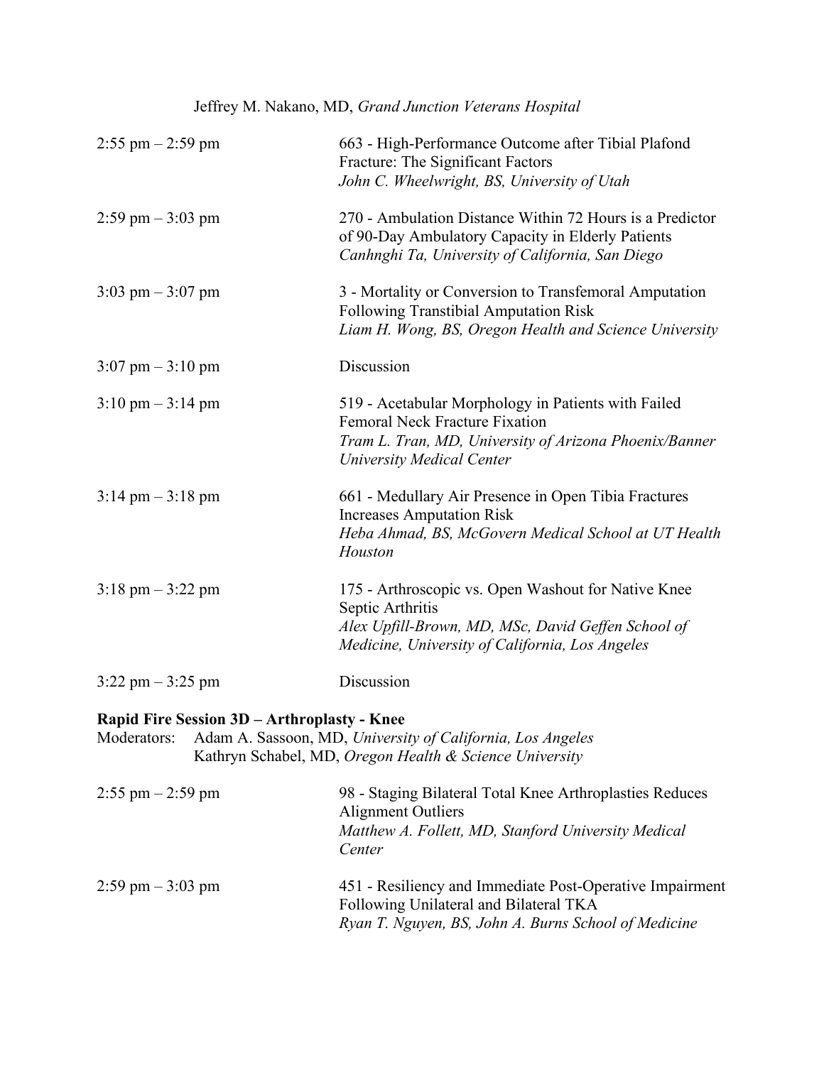Jeffrey M. Nakano, MD, *Grand Junction Veterans Hospital*

2:55 pm – 2:59 pm
663 - High-Performance Outcome after Tibial Plafond Fracture: The Significant Factors
*John C. Wheelwright, BS, University of Utah*

2:59 pm – 3:03 pm
270 - Ambulation Distance Within 72 Hours is a Predictor of 90-Day Ambulatory Capacity in Elderly Patients
*Canhnghi Ta, University of California, San Diego*

3:03 pm – 3:07 pm
3 - Mortality or Conversion to Transfemoral Amputation Following Transtibial Amputation Risk
*Liam H. Wong, BS, Oregon Health and Science University*

3:07 pm – 3:10 pm
Discussion

3:10 pm – 3:14 pm
519 - Acetabular Morphology in Patients with Failed Femoral Neck Fracture Fixation
*Tram L. Tran, MD, University of Arizona Phoenix/Banner University Medical Center*

3:14 pm – 3:18 pm
661 - Medullary Air Presence in Open Tibia Fractures Increases Amputation Risk
*Heba Ahmad, BS, McGovern Medical School at UT Health Houston*

3:18 pm – 3:22 pm
175 - Arthroscopic vs. Open Washout for Native Knee Septic Arthritis
*Alex Upfill-Brown, MD, MSc, David Geffen School of Medicine, University of California, Los Angeles*

3:22 pm – 3:25 pm
Discussion

**Rapid Fire Session 3D – Arthroplasty - Knee**

Moderators: Adam A. Sassoon, MD, *University of California, Los Angeles*
Kathryn Schabel, MD, *Oregon Health & Science University*

2:55 pm – 2:59 pm
98 - Staging Bilateral Total Knee Arthroplasties Reduces Alignment Outliers
*Matthew A. Follett, MD, Stanford University Medical Center*

2:59 pm – 3:03 pm
451 - Resiliency and Immediate Post-Operative Impairment Following Unilateral and Bilateral TKA
*Ryan T. Nguyen, BS, John A. Burns School of Medicine*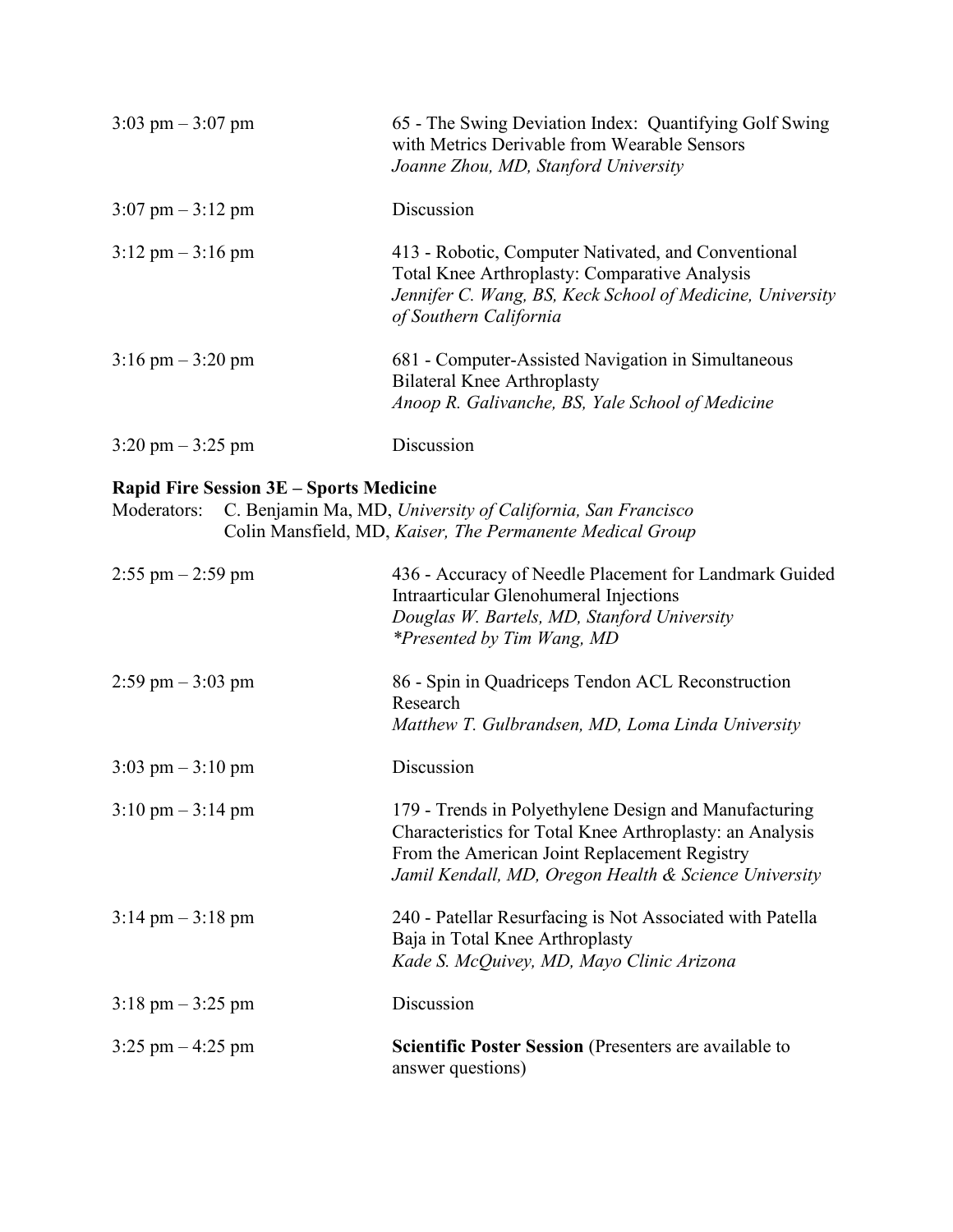| | |
|---|---|
| 3:03 pm – 3:07 pm | 65 - The Swing Deviation Index: Quantifying Golf Swing with Metrics Derivable from Wearable Sensors<br>*Joanne Zhou, MD, Stanford University* |
| 3:07 pm – 3:12 pm | Discussion |
| 3:12 pm – 3:16 pm | 413 - Robotic, Computer Nativated, and Conventional Total Knee Arthroplasty: Comparative Analysis<br>*Jennifer C. Wang, BS, Keck School of Medicine, University of Southern California* |
| 3:16 pm – 3:20 pm | 681 - Computer-Assisted Navigation in Simultaneous Bilateral Knee Arthroplasty<br>*Anoop R. Galivanche, BS, Yale School of Medicine* |
| 3:20 pm – 3:25 pm | Discussion |

**Rapid Fire Session 3E – Sports Medicine**

Moderators: C. Benjamin Ma, MD, *University of California, San Francisco*
Colin Mansfield, MD, *Kaiser, The Permanente Medical Group*

| | |
|---|---|
| 2:55 pm – 2:59 pm | 436 - Accuracy of Needle Placement for Landmark Guided Intraarticular Glenohumeral Injections<br>*Douglas W. Bartels, MD, Stanford University*<br>*\*Presented by Tim Wang, MD* |
| 2:59 pm – 3:03 pm | 86 - Spin in Quadriceps Tendon ACL Reconstruction Research<br>*Matthew T. Gulbrandsen, MD, Loma Linda University* |
| 3:03 pm – 3:10 pm | Discussion |
| 3:10 pm – 3:14 pm | 179 - Trends in Polyethylene Design and Manufacturing Characteristics for Total Knee Arthroplasty: an Analysis From the American Joint Replacement Registry<br>*Jamil Kendall, MD, Oregon Health & Science University* |
| 3:14 pm – 3:18 pm | 240 - Patellar Resurfacing is Not Associated with Patella Baja in Total Knee Arthroplasty<br>*Kade S. McQuivey, MD, Mayo Clinic Arizona* |
| 3:18 pm – 3:25 pm | Discussion |
| 3:25 pm – 4:25 pm | **Scientific Poster Session** (Presenters are available to answer questions) |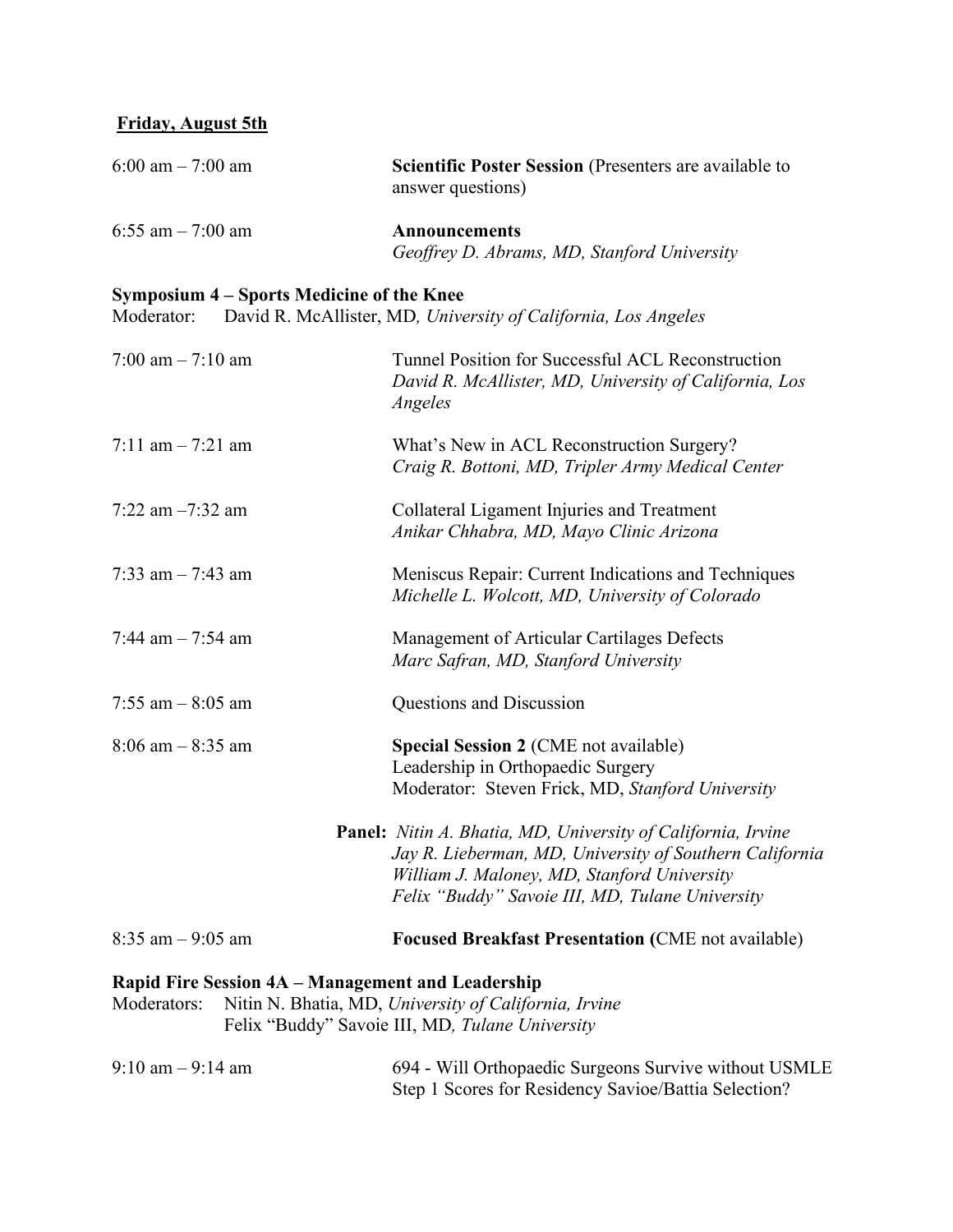**Friday, August 5th**

| | |
|---|---|
| 6:00 am – 7:00 am | **Scientific Poster Session** (Presenters are available to answer questions) |
| 6:55 am – 7:00 am | **Announcements**<br>*Geoffrey D. Abrams, MD, Stanford University* |

**Symposium 4 – Sports Medicine of the Knee**
Moderator: David R. McAllister, MD*, University of California, Los Angeles*

| | |
|---|---|
| 7:00 am – 7:10 am | Tunnel Position for Successful ACL Reconstruction<br>*David R. McAllister, MD, University of California, Los Angeles* |
| 7:11 am – 7:21 am | What's New in ACL Reconstruction Surgery?<br>*Craig R. Bottoni, MD, Tripler Army Medical Center* |
| 7:22 am –7:32 am | Collateral Ligament Injuries and Treatment<br>*Anikar Chhabra, MD, Mayo Clinic Arizona* |
| 7:33 am – 7:43 am | Meniscus Repair: Current Indications and Techniques<br>*Michelle L. Wolcott, MD, University of Colorado* |
| 7:44 am – 7:54 am | Management of Articular Cartilages Defects<br>*Marc Safran, MD, Stanford University* |
| 7:55 am – 8:05 am | Questions and Discussion |
| 8:06 am – 8:35 am | **Special Session 2** (CME not available)<br>Leadership in Orthopaedic Surgery<br>Moderator: Steven Frick, MD, *Stanford University* |

**Panel:** *Nitin A. Bhatia, MD, University of California, Irvine*
*Jay R. Lieberman, MD, University of Southern California*
*William J. Maloney, MD, Stanford University*
*Felix "Buddy" Savoie III, MD, Tulane University*

| | |
|---|---|
| 8:35 am – 9:05 am | **Focused Breakfast Presentation (**CME not available) |

**Rapid Fire Session 4A – Management and Leadership**
Moderators: Nitin N. Bhatia, MD, *University of California, Irvine*
Felix "Buddy" Savoie III, MD*, Tulane University*

| | |
|---|---|
| 9:10 am – 9:14 am | 694 - Will Orthopaedic Surgeons Survive without USMLE Step 1 Scores for Residency Savioe/Battia Selection? |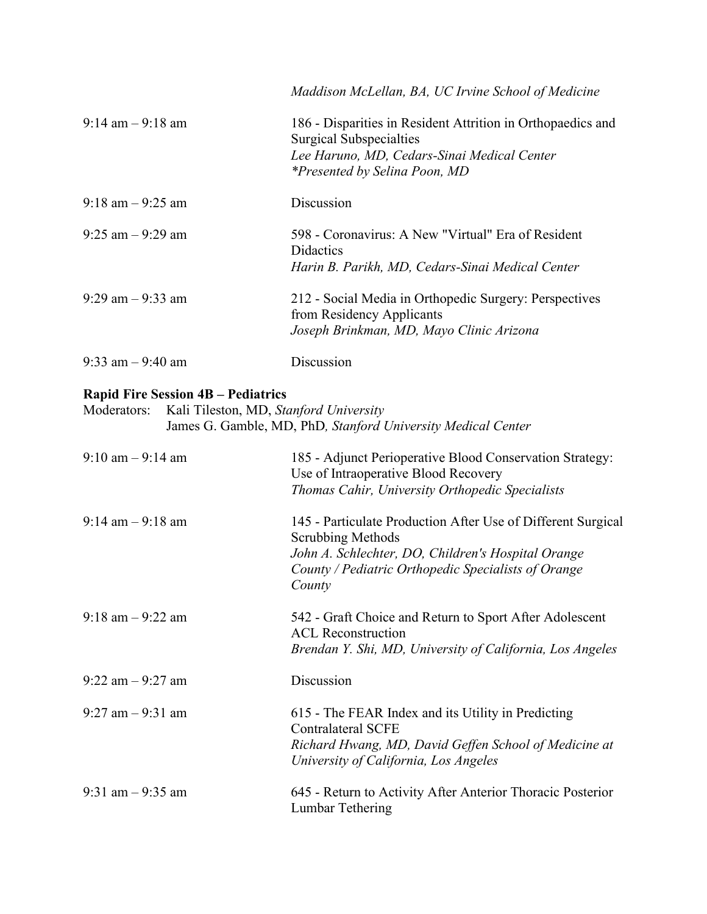*Maddison McLellan, BA, UC Irvine School of Medicine*

| | |
|---|---|
| 9:14 am – 9:18 am | 186 - Disparities in Resident Attrition in Orthopaedics and Surgical Subspecialties<br>*Lee Haruno, MD, Cedars-Sinai Medical Center*<br>*\*Presented by Selina Poon, MD* |
| 9:18 am – 9:25 am | Discussion |
| 9:25 am – 9:29 am | 598 - Coronavirus: A New "Virtual" Era of Resident Didactics<br>*Harin B. Parikh, MD, Cedars-Sinai Medical Center* |
| 9:29 am – 9:33 am | 212 - Social Media in Orthopedic Surgery: Perspectives from Residency Applicants<br>*Joseph Brinkman, MD, Mayo Clinic Arizona* |
| 9:33 am – 9:40 am | Discussion |

**Rapid Fire Session 4B – Pediatrics**

Moderators: Kali Tileston, MD, *Stanford University*
James G. Gamble, MD, PhD*, Stanford University Medical Center*

| | |
|---|---|
| 9:10 am – 9:14 am | 185 - Adjunct Perioperative Blood Conservation Strategy: Use of Intraoperative Blood Recovery<br>*Thomas Cahir, University Orthopedic Specialists* |
| 9:14 am – 9:18 am | 145 - Particulate Production After Use of Different Surgical Scrubbing Methods<br>*John A. Schlechter, DO, Children's Hospital Orange County / Pediatric Orthopedic Specialists of Orange County* |
| 9:18 am – 9:22 am | 542 - Graft Choice and Return to Sport After Adolescent ACL Reconstruction<br>*Brendan Y. Shi, MD, University of California, Los Angeles* |
| 9:22 am – 9:27 am | Discussion |
| 9:27 am – 9:31 am | 615 - The FEAR Index and its Utility in Predicting Contralateral SCFE<br>*Richard Hwang, MD, David Geffen School of Medicine at University of California, Los Angeles* |
| 9:31 am – 9:35 am | 645 - Return to Activity After Anterior Thoracic Posterior Lumbar Tethering |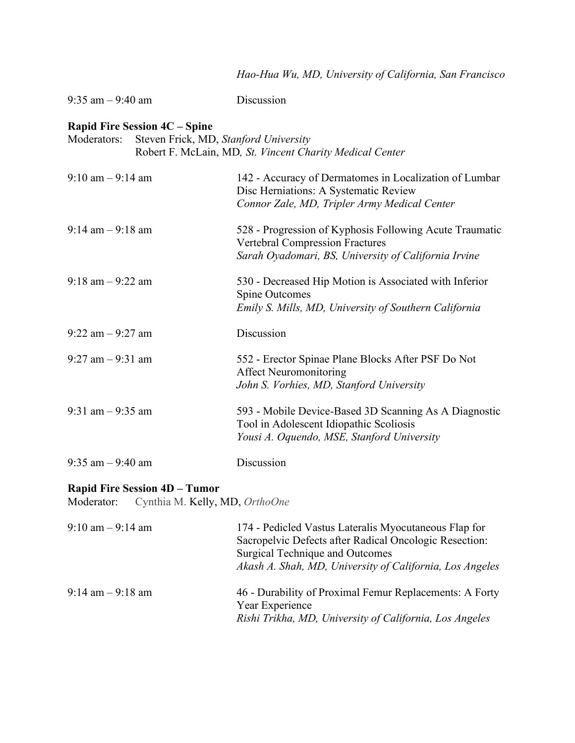*Hao-Hua Wu, MD, University of California, San Francisco*

9:35 am – 9:40 am Discussion

**Rapid Fire Session 4C – Spine**

Moderators: Steven Frick, MD, *Stanford University*
Robert F. McLain, MD*, St. Vincent Charity Medical Center*

9:10 am – 9:14 am 142 - Accuracy of Dermatomes in Localization of Lumbar Disc Herniations: A Systematic Review
*Connor Zale, MD, Tripler Army Medical Center*

9:14 am – 9:18 am 528 - Progression of Kyphosis Following Acute Traumatic Vertebral Compression Fractures
*Sarah Oyadomari, BS, University of California Irvine*

9:18 am – 9:22 am 530 - Decreased Hip Motion is Associated with Inferior Spine Outcomes
*Emily S. Mills, MD, University of Southern California*

9:22 am – 9:27 am Discussion

9:27 am – 9:31 am 552 - Erector Spinae Plane Blocks After PSF Do Not Affect Neuromonitoring
*John S. Vorhies, MD, Stanford University*

9:31 am – 9:35 am 593 - Mobile Device-Based 3D Scanning As A Diagnostic Tool in Adolescent Idiopathic Scoliosis
*Yousi A. Oquendo, MSE, Stanford University*

9:35 am – 9:40 am Discussion

**Rapid Fire Session 4D – Tumor**

Moderator: Cynthia M. Kelly, MD, *OrthoOne*

9:10 am – 9:14 am 174 - Pedicled Vastus Lateralis Myocutaneous Flap for Sacropelvic Defects after Radical Oncologic Resection: Surgical Technique and Outcomes
*Akash A. Shah, MD, University of California, Los Angeles*

9:14 am – 9:18 am 46 - Durability of Proximal Femur Replacements: A Forty Year Experience
*Rishi Trikha, MD, University of California, Los Angeles*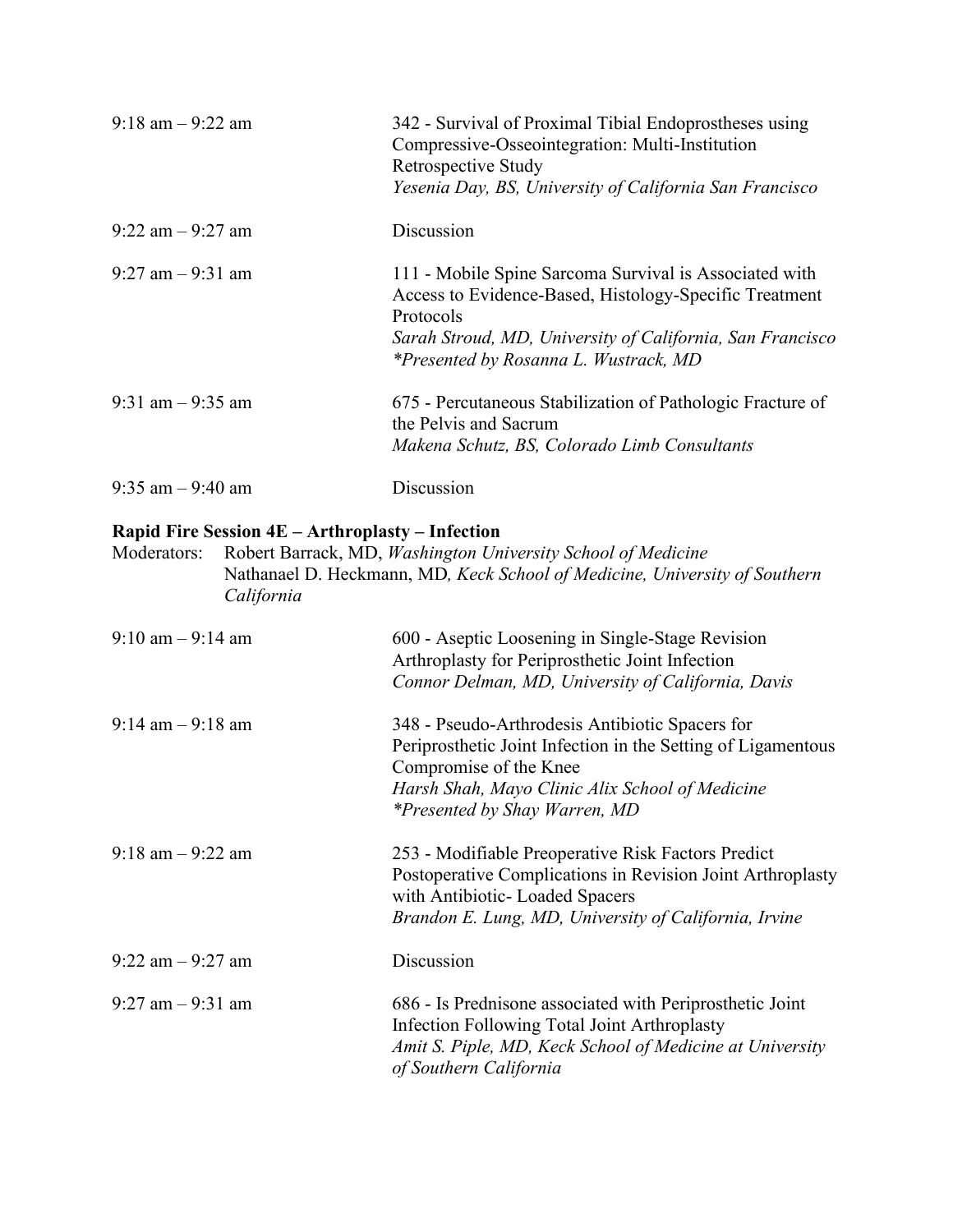| | |
|---|---|
| 9:18 am – 9:22 am | 342 - Survival of Proximal Tibial Endoprostheses using Compressive-Osseointegration: Multi-Institution Retrospective Study<br>*Yesenia Day, BS, University of California San Francisco* |
| 9:22 am – 9:27 am | Discussion |
| 9:27 am – 9:31 am | 111 - Mobile Spine Sarcoma Survival is Associated with Access to Evidence-Based, Histology-Specific Treatment Protocols<br>*Sarah Stroud, MD, University of California, San Francisco*<br>*\*Presented by Rosanna L. Wustrack, MD* |
| 9:31 am – 9:35 am | 675 - Percutaneous Stabilization of Pathologic Fracture of the Pelvis and Sacrum<br>*Makena Schutz, BS, Colorado Limb Consultants* |
| 9:35 am – 9:40 am | Discussion |

**Rapid Fire Session 4E – Arthroplasty – Infection**

Moderators: Robert Barrack, MD, *Washington University School of Medicine*
Nathanael D. Heckmann, MD, *Keck School of Medicine, University of Southern California*

| | |
|---|---|
| 9:10 am – 9:14 am | 600 - Aseptic Loosening in Single-Stage Revision Arthroplasty for Periprosthetic Joint Infection<br>*Connor Delman, MD, University of California, Davis* |
| 9:14 am – 9:18 am | 348 - Pseudo-Arthrodesis Antibiotic Spacers for Periprosthetic Joint Infection in the Setting of Ligamentous Compromise of the Knee<br>*Harsh Shah, Mayo Clinic Alix School of Medicine*<br>*\*Presented by Shay Warren, MD* |
| 9:18 am – 9:22 am | 253 - Modifiable Preoperative Risk Factors Predict Postoperative Complications in Revision Joint Arthroplasty with Antibiotic- Loaded Spacers<br>*Brandon E. Lung, MD, University of California, Irvine* |
| 9:22 am – 9:27 am | Discussion |
| 9:27 am – 9:31 am | 686 - Is Prednisone associated with Periprosthetic Joint Infection Following Total Joint Arthroplasty<br>*Amit S. Piple, MD, Keck School of Medicine at University of Southern California* |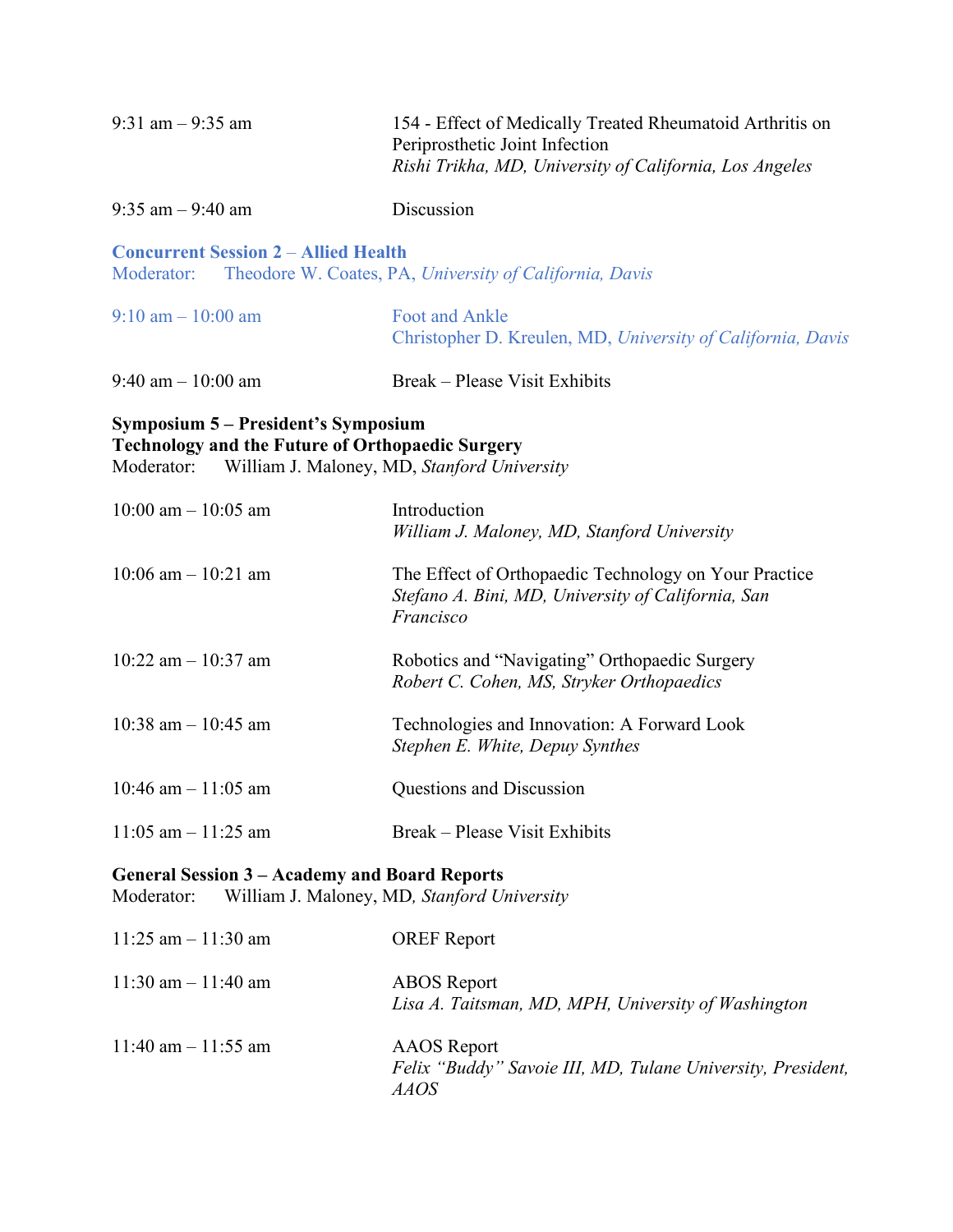9:31 am – 9:35 am | 154 - Effect of Medically Treated Rheumatoid Arthritis on Periprosthetic Joint Infection
*Rishi Trikha, MD, University of California, Los Angeles*

9:35 am – 9:40 am | Discussion

**Concurrent Session 2** – **Allied Health**
Moderator: Theodore W. Coates, PA, *University of California, Davis*

9:10 am – 10:00 am | Foot and Ankle
Christopher D. Kreulen, MD, *University of California, Davis*

9:40 am – 10:00 am | Break – Please Visit Exhibits

**Symposium 5 – President's Symposium**
**Technology and the Future of Orthopaedic Surgery**
Moderator: William J. Maloney, MD, *Stanford University*

10:00 am – 10:05 am | Introduction
*William J. Maloney, MD, Stanford University*

10:06 am – 10:21 am | The Effect of Orthopaedic Technology on Your Practice
*Stefano A. Bini, MD, University of California, San Francisco*

10:22 am – 10:37 am | Robotics and "Navigating" Orthopaedic Surgery
*Robert C. Cohen, MS, Stryker Orthopaedics*

10:38 am – 10:45 am | Technologies and Innovation: A Forward Look
*Stephen E. White, Depuy Synthes*

10:46 am – 11:05 am | Questions and Discussion

11:05 am – 11:25 am | Break – Please Visit Exhibits

**General Session 3 – Academy and Board Reports**
Moderator: William J. Maloney, MD*, Stanford University*

11:25 am – 11:30 am | OREF Report

11:30 am – 11:40 am | ABOS Report
*Lisa A. Taitsman, MD, MPH, University of Washington*

11:40 am – 11:55 am | AAOS Report
*Felix "Buddy" Savoie III, MD, Tulane University, President, AAOS*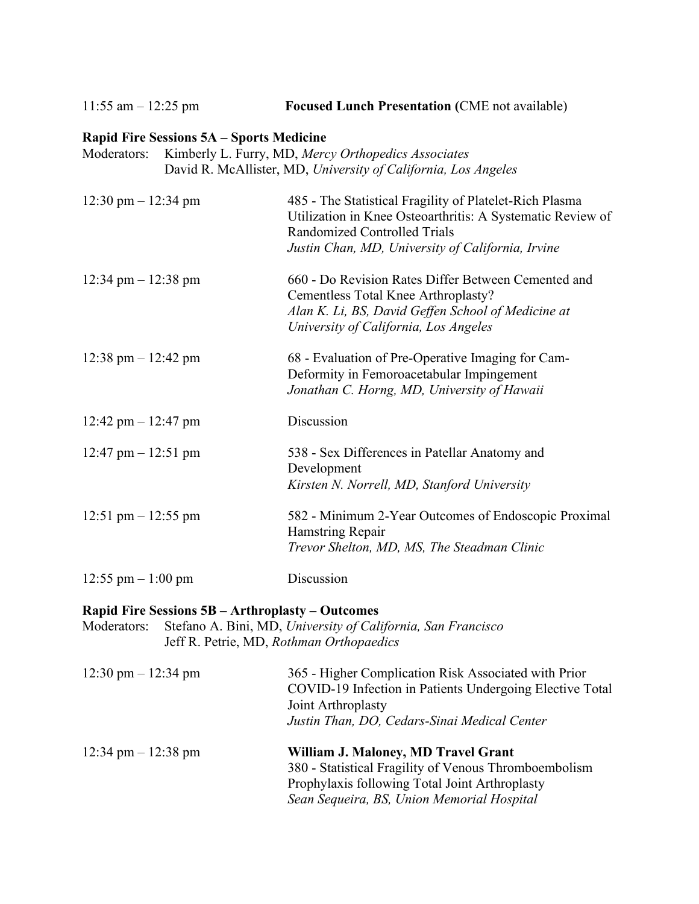11:55 am – 12:25 pm **Focused Lunch Presentation (**CME not available)

**Rapid Fire Sessions 5A – Sports Medicine**

Moderators: Kimberly L. Furry, MD, *Mercy Orthopedics Associates*
David R. McAllister, MD, *University of California, Los Angeles*

12:30 pm – 12:34 pm
485 - The Statistical Fragility of Platelet-Rich Plasma Utilization in Knee Osteoarthritis: A Systematic Review of Randomized Controlled Trials
*Justin Chan, MD, University of California, Irvine*

12:34 pm – 12:38 pm
660 - Do Revision Rates Differ Between Cemented and Cementless Total Knee Arthroplasty?
*Alan K. Li, BS, David Geffen School of Medicine at University of California, Los Angeles*

12:38 pm – 12:42 pm
68 - Evaluation of Pre-Operative Imaging for Cam-Deformity in Femoroacetabular Impingement
*Jonathan C. Horng, MD, University of Hawaii*

12:42 pm – 12:47 pm
Discussion

12:47 pm – 12:51 pm
538 - Sex Differences in Patellar Anatomy and Development
*Kirsten N. Norrell, MD, Stanford University*

12:51 pm – 12:55 pm
582 - Minimum 2-Year Outcomes of Endoscopic Proximal Hamstring Repair
*Trevor Shelton, MD, MS, The Steadman Clinic*

12:55 pm – 1:00 pm
Discussion

**Rapid Fire Sessions 5B – Arthroplasty – Outcomes**

Moderators: Stefano A. Bini, MD, *University of California, San Francisco*
Jeff R. Petrie, MD, *Rothman Orthopaedics*

12:30 pm – 12:34 pm
365 - Higher Complication Risk Associated with Prior COVID-19 Infection in Patients Undergoing Elective Total Joint Arthroplasty
*Justin Than, DO, Cedars-Sinai Medical Center*

12:34 pm – 12:38 pm
**William J. Maloney, MD Travel Grant**
380 - Statistical Fragility of Venous Thromboembolism Prophylaxis following Total Joint Arthroplasty
*Sean Sequeira, BS, Union Memorial Hospital*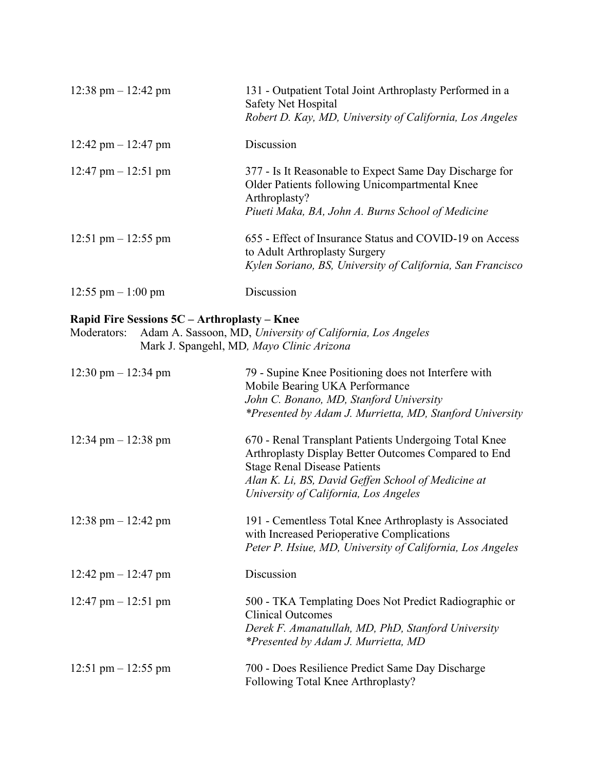| | |
|---|---|
| 12:38 pm – 12:42 pm | 131 - Outpatient Total Joint Arthroplasty Performed in a Safety Net Hospital<br>*Robert D. Kay, MD, University of California, Los Angeles* |
| 12:42 pm – 12:47 pm | Discussion |
| 12:47 pm – 12:51 pm | 377 - Is It Reasonable to Expect Same Day Discharge for Older Patients following Unicompartmental Knee Arthroplasty?<br>*Piueti Maka, BA, John A. Burns School of Medicine* |
| 12:51 pm – 12:55 pm | 655 - Effect of Insurance Status and COVID-19 on Access to Adult Arthroplasty Surgery<br>*Kylen Soriano, BS, University of California, San Francisco* |
| 12:55 pm – 1:00 pm | Discussion |

**Rapid Fire Sessions 5C – Arthroplasty – Knee**

Moderators: Adam A. Sassoon, MD, *University of California, Los Angeles*
Mark J. Spangehl, MD*, Mayo Clinic Arizona*

| | |
|---|---|
| 12:30 pm – 12:34 pm | 79 - Supine Knee Positioning does not Interfere with Mobile Bearing UKA Performance<br>*John C. Bonano, MD, Stanford University*<br>**Presented by Adam J. Murrietta, MD, Stanford University* |
| 12:34 pm – 12:38 pm | 670 - Renal Transplant Patients Undergoing Total Knee Arthroplasty Display Better Outcomes Compared to End Stage Renal Disease Patients<br>*Alan K. Li, BS, David Geffen School of Medicine at University of California, Los Angeles* |
| 12:38 pm – 12:42 pm | 191 - Cementless Total Knee Arthroplasty is Associated with Increased Perioperative Complications<br>*Peter P. Hsiue, MD, University of California, Los Angeles* |
| 12:42 pm – 12:47 pm | Discussion |
| 12:47 pm – 12:51 pm | 500 - TKA Templating Does Not Predict Radiographic or Clinical Outcomes<br>*Derek F. Amanatullah, MD, PhD, Stanford University*<br>**Presented by Adam J. Murrietta, MD* |
| 12:51 pm – 12:55 pm | 700 - Does Resilience Predict Same Day Discharge Following Total Knee Arthroplasty? |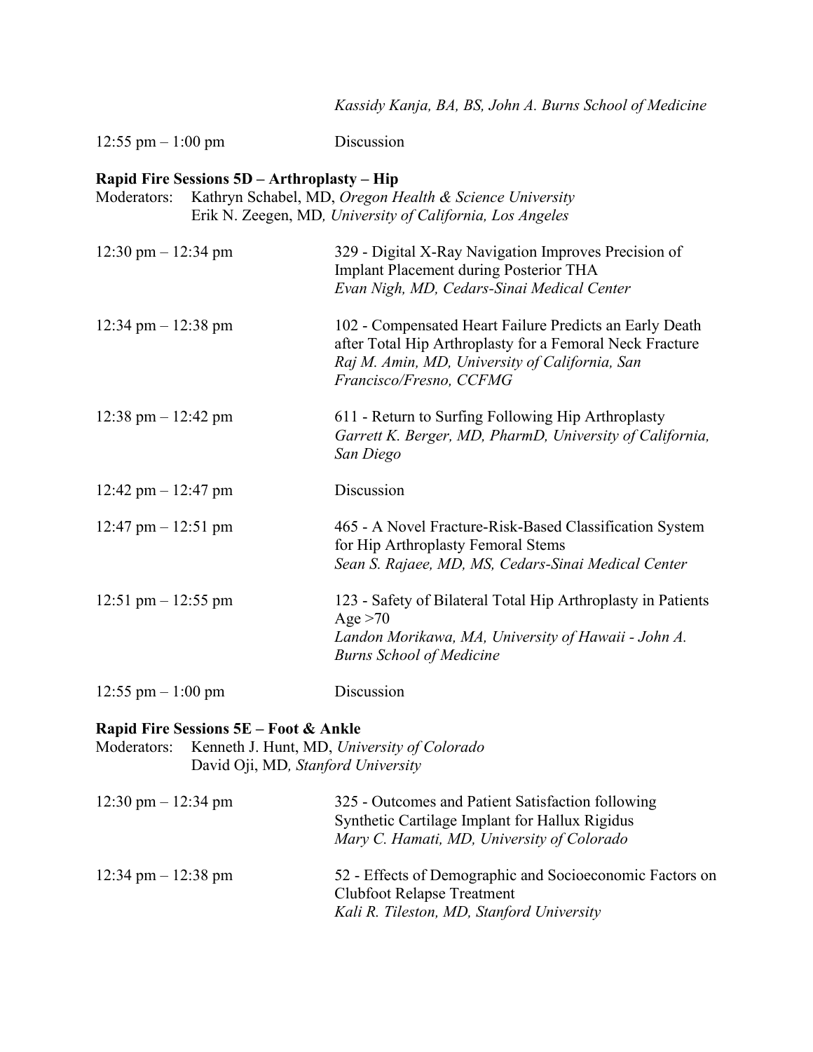*Kassidy Kanja, BA, BS, John A. Burns School of Medicine*

12:55 pm – 1:00 pm Discussion

**Rapid Fire Sessions 5D – Arthroplasty – Hip**

Moderators: Kathryn Schabel, MD, *Oregon Health & Science University*
Erik N. Zeegen, MD*, University of California, Los Angeles*

12:30 pm – 12:34 pm
329 - Digital X-Ray Navigation Improves Precision of Implant Placement during Posterior THA
*Evan Nigh, MD, Cedars-Sinai Medical Center*

12:34 pm – 12:38 pm
102 - Compensated Heart Failure Predicts an Early Death after Total Hip Arthroplasty for a Femoral Neck Fracture
*Raj M. Amin, MD, University of California, San Francisco/Fresno, CCFMG*

12:38 pm – 12:42 pm
611 - Return to Surfing Following Hip Arthroplasty
*Garrett K. Berger, MD, PharmD, University of California, San Diego*

12:42 pm – 12:47 pm Discussion

12:47 pm – 12:51 pm
465 - A Novel Fracture-Risk-Based Classification System for Hip Arthroplasty Femoral Stems
*Sean S. Rajaee, MD, MS, Cedars-Sinai Medical Center*

12:51 pm – 12:55 pm
123 - Safety of Bilateral Total Hip Arthroplasty in Patients Age >70
*Landon Morikawa, MA, University of Hawaii - John A. Burns School of Medicine*

12:55 pm – 1:00 pm Discussion

**Rapid Fire Sessions 5E – Foot & Ankle**

Moderators: Kenneth J. Hunt, MD, *University of Colorado*
David Oji, MD*, Stanford University*

12:30 pm – 12:34 pm
325 - Outcomes and Patient Satisfaction following Synthetic Cartilage Implant for Hallux Rigidus
*Mary C. Hamati, MD, University of Colorado*

12:34 pm – 12:38 pm
52 - Effects of Demographic and Socioeconomic Factors on Clubfoot Relapse Treatment
*Kali R. Tileston, MD, Stanford University*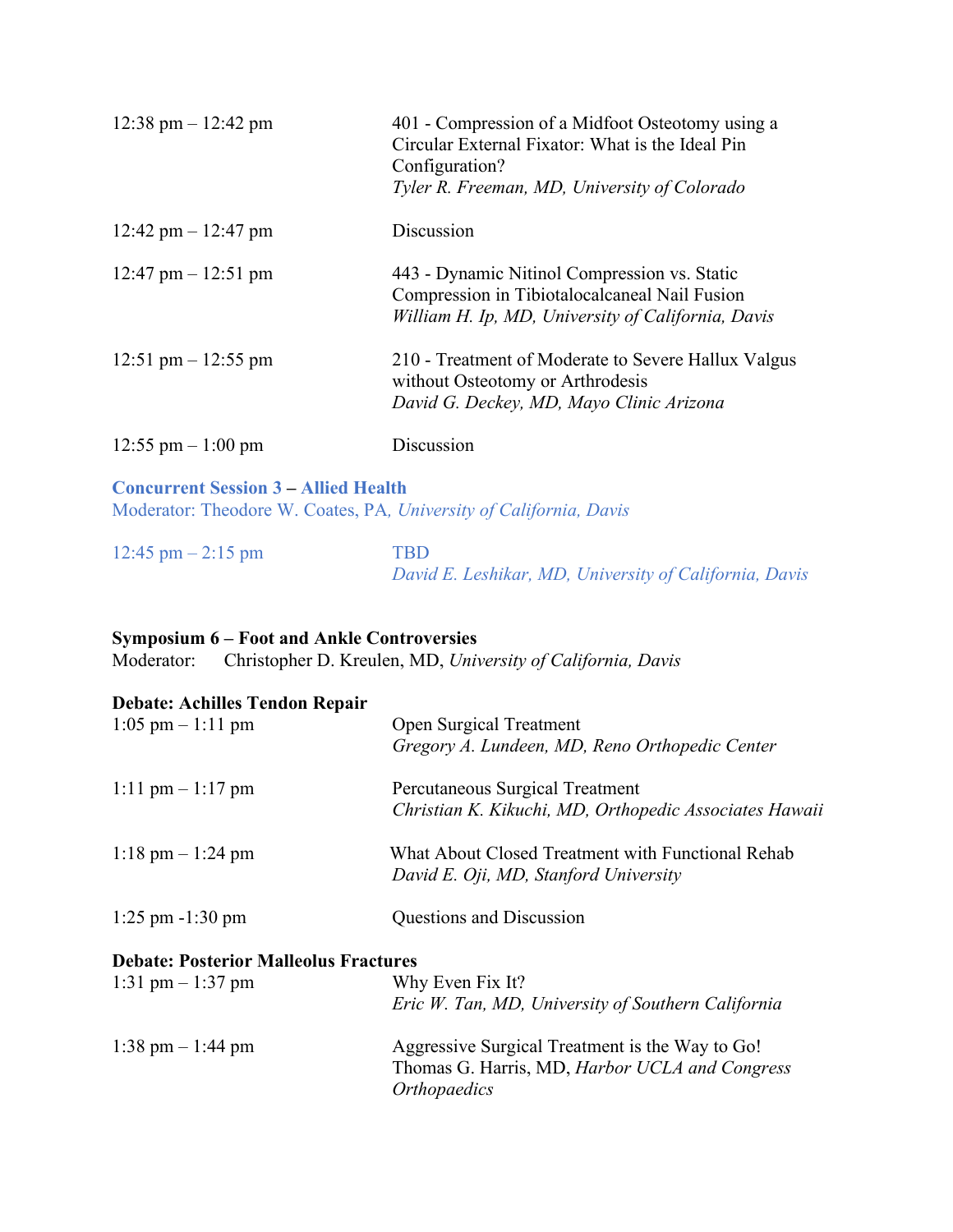| | |
|---|---|
| 12:38 pm – 12:42 pm | 401 - Compression of a Midfoot Osteotomy using a Circular External Fixator: What is the Ideal Pin Configuration?<br>*Tyler R. Freeman, MD, University of Colorado* |
| 12:42 pm – 12:47 pm | Discussion |
| 12:47 pm – 12:51 pm | 443 - Dynamic Nitinol Compression vs. Static Compression in Tibiotalocalcaneal Nail Fusion<br>*William H. Ip, MD, University of California, Davis* |
| 12:51 pm – 12:55 pm | 210 - Treatment of Moderate to Severe Hallux Valgus without Osteotomy or Arthrodesis<br>*David G. Deckey, MD, Mayo Clinic Arizona* |
| 12:55 pm – 1:00 pm | Discussion |

**Concurrent Session 3 – Allied Health**
Moderator: Theodore W. Coates, PA, *University of California, Davis*

| | |
|---|---|
| 12:45 pm – 2:15 pm | TBD<br>*David E. Leshikar, MD, University of California, Davis* |

**Symposium 6 – Foot and Ankle Controversies**
Moderator: Christopher D. Kreulen, MD, *University of California, Davis*

**Debate: Achilles Tendon Repair**

| | |
|---|---|
| 1:05 pm – 1:11 pm | Open Surgical Treatment<br>*Gregory A. Lundeen, MD, Reno Orthopedic Center* |
| 1:11 pm – 1:17 pm | Percutaneous Surgical Treatment<br>*Christian K. Kikuchi, MD, Orthopedic Associates Hawaii* |
| 1:18 pm – 1:24 pm | What About Closed Treatment with Functional Rehab<br>*David E. Oji, MD, Stanford University* |
| 1:25 pm -1:30 pm | Questions and Discussion |

**Debate: Posterior Malleolus Fractures**

| | |
|---|---|
| 1:31 pm – 1:37 pm | Why Even Fix It?<br>*Eric W. Tan, MD, University of Southern California* |
| 1:38 pm – 1:44 pm | Aggressive Surgical Treatment is the Way to Go!<br>Thomas G. Harris, MD, *Harbor UCLA and Congress Orthopaedics* |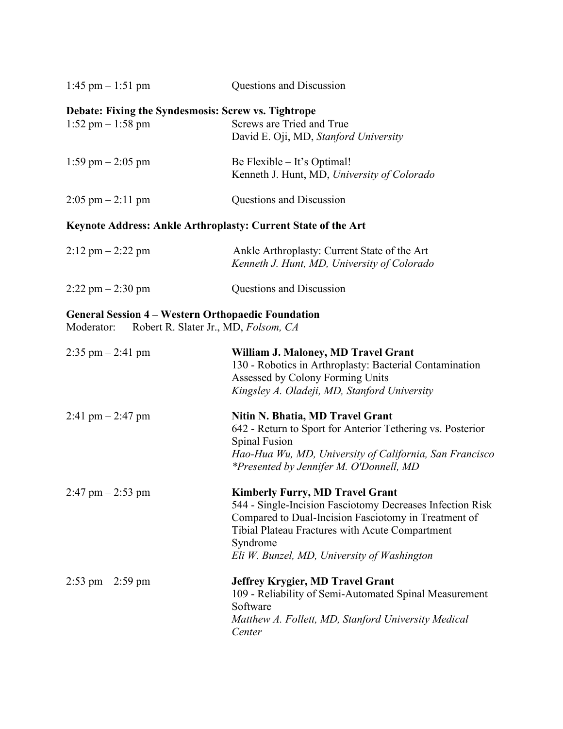1:45 pm – 1:51 pm Questions and Discussion

**Debate: Fixing the Syndesmosis: Screw vs. Tightrope**

1:52 pm – 1:58 pm Screws are Tried and True
David E. Oji, MD, *Stanford University*

1:59 pm – 2:05 pm Be Flexible – It's Optimal!
Kenneth J. Hunt, MD, *University of Colorado*

2:05 pm – 2:11 pm Questions and Discussion

**Keynote Address: Ankle Arthroplasty: Current State of the Art**

2:12 pm – 2:22 pm Ankle Arthroplasty: Current State of the Art
*Kenneth J. Hunt, MD, University of Colorado*

2:22 pm – 2:30 pm Questions and Discussion

**General Session 4 – Western Orthopaedic Foundation**
Moderator: Robert R. Slater Jr., MD, *Folsom, CA*

2:35 pm – 2:41 pm **William J. Maloney, MD Travel Grant**
130 - Robotics in Arthroplasty: Bacterial Contamination Assessed by Colony Forming Units
*Kingsley A. Oladeji, MD, Stanford University*

2:41 pm – 2:47 pm **Nitin N. Bhatia, MD Travel Grant**
642 - Return to Sport for Anterior Tethering vs. Posterior Spinal Fusion
*Hao-Hua Wu, MD, University of California, San Francisco*
*\*Presented by Jennifer M. O'Donnell, MD*

2:47 pm – 2:53 pm **Kimberly Furry, MD Travel Grant**
544 - Single-Incision Fasciotomy Decreases Infection Risk Compared to Dual-Incision Fasciotomy in Treatment of Tibial Plateau Fractures with Acute Compartment Syndrome
*Eli W. Bunzel, MD, University of Washington*

2:53 pm – 2:59 pm **Jeffrey Krygier, MD Travel Grant**
109 - Reliability of Semi-Automated Spinal Measurement Software
*Matthew A. Follett, MD, Stanford University Medical Center*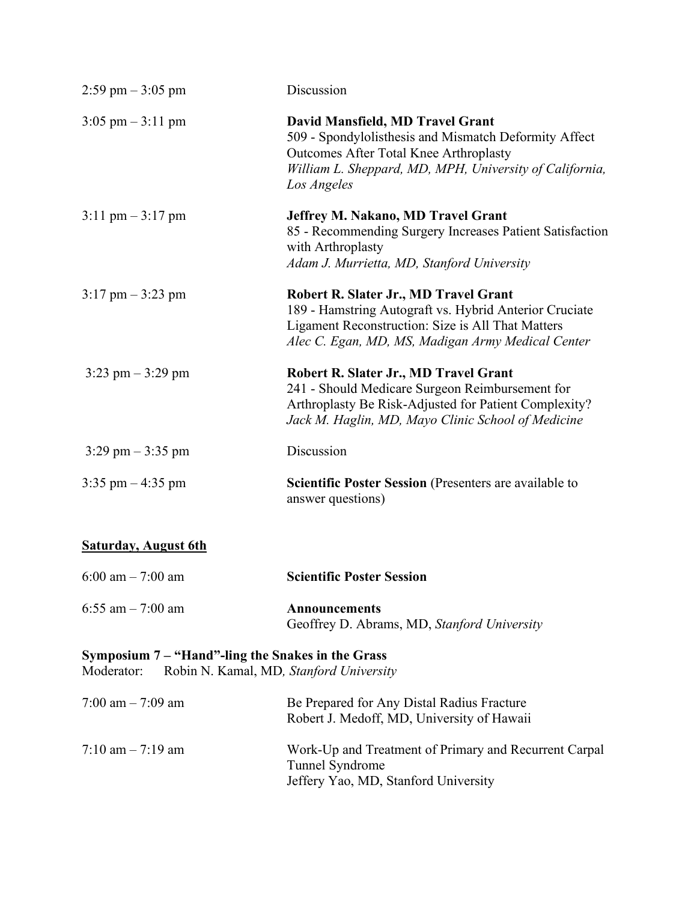| | |
|---|---|
| 2:59 pm – 3:05 pm | Discussion |
| 3:05 pm – 3:11 pm | **David Mansfield, MD Travel Grant**<br>509 - Spondylolisthesis and Mismatch Deformity Affect Outcomes After Total Knee Arthroplasty<br>*William L. Sheppard, MD, MPH, University of California, Los Angeles* |
| 3:11 pm – 3:17 pm | **Jeffrey M. Nakano, MD Travel Grant**<br>85 - Recommending Surgery Increases Patient Satisfaction with Arthroplasty<br>*Adam J. Murrietta, MD, Stanford University* |
| 3:17 pm – 3:23 pm | **Robert R. Slater Jr., MD Travel Grant**<br>189 - Hamstring Autograft vs. Hybrid Anterior Cruciate Ligament Reconstruction: Size is All That Matters<br>*Alec C. Egan, MD, MS, Madigan Army Medical Center* |
| 3:23 pm – 3:29 pm | **Robert R. Slater Jr., MD Travel Grant**<br>241 - Should Medicare Surgeon Reimbursement for Arthroplasty Be Risk-Adjusted for Patient Complexity?<br>*Jack M. Haglin, MD, Mayo Clinic School of Medicine* |
| 3:29 pm – 3:35 pm | Discussion |
| 3:35 pm – 4:35 pm | **Scientific Poster Session** (Presenters are available to answer questions) |

## Saturday, August 6th

| | |
|---|---|
| 6:00 am – 7:00 am | **Scientific Poster Session** |
| 6:55 am – 7:00 am | **Announcements**<br>Geoffrey D. Abrams, MD, *Stanford University* |

**Symposium 7 – "Hand"-ling the Snakes in the Grass**
Moderator: Robin N. Kamal, MD*, Stanford University*

| | |
|---|---|
| 7:00 am – 7:09 am | Be Prepared for Any Distal Radius Fracture<br>Robert J. Medoff, MD, University of Hawaii |
| 7:10 am – 7:19 am | Work-Up and Treatment of Primary and Recurrent Carpal Tunnel Syndrome<br>Jeffery Yao, MD, Stanford University |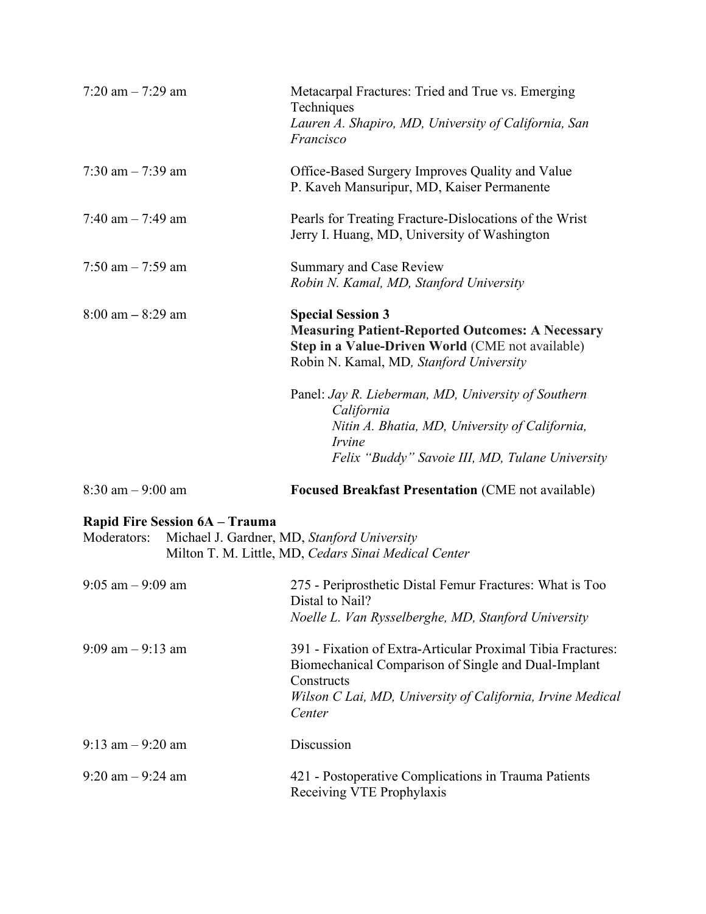7:20 am – 7:29 am	Metacarpal Fractures: Tried and True vs. Emerging Techniques
*Lauren A. Shapiro, MD, University of California, San Francisco*

7:30 am – 7:39 am	Office-Based Surgery Improves Quality and Value
P. Kaveh Mansuripur, MD, Kaiser Permanente

7:40 am – 7:49 am	Pearls for Treating Fracture-Dislocations of the Wrist
Jerry I. Huang, MD, University of Washington

7:50 am – 7:59 am	Summary and Case Review
*Robin N. Kamal, MD, Stanford University*

8:00 am – 8:29 am	**Special Session 3**
**Measuring Patient-Reported Outcomes: A Necessary Step in a Value-Driven World** (CME not available)
Robin N. Kamal, MD*, Stanford University*

Panel: *Jay R. Lieberman, MD, University of Southern California*
*Nitin A. Bhatia, MD, University of California, Irvine*
*Felix "Buddy" Savoie III, MD, Tulane University*

8:30 am – 9:00 am	**Focused Breakfast Presentation** (CME not available)

**Rapid Fire Session 6A – Trauma**

Moderators: Michael J. Gardner, MD, *Stanford University*
Milton T. M. Little, MD, *Cedars Sinai Medical Center*

9:05 am – 9:09 am	275 - Periprosthetic Distal Femur Fractures: What is Too Distal to Nail?
*Noelle L. Van Rysselberghe, MD, Stanford University*

9:09 am – 9:13 am	391 - Fixation of Extra-Articular Proximal Tibia Fractures: Biomechanical Comparison of Single and Dual-Implant Constructs
*Wilson C Lai, MD, University of California, Irvine Medical Center*

9:13 am – 9:20 am	Discussion

9:20 am – 9:24 am	421 - Postoperative Complications in Trauma Patients Receiving VTE Prophylaxis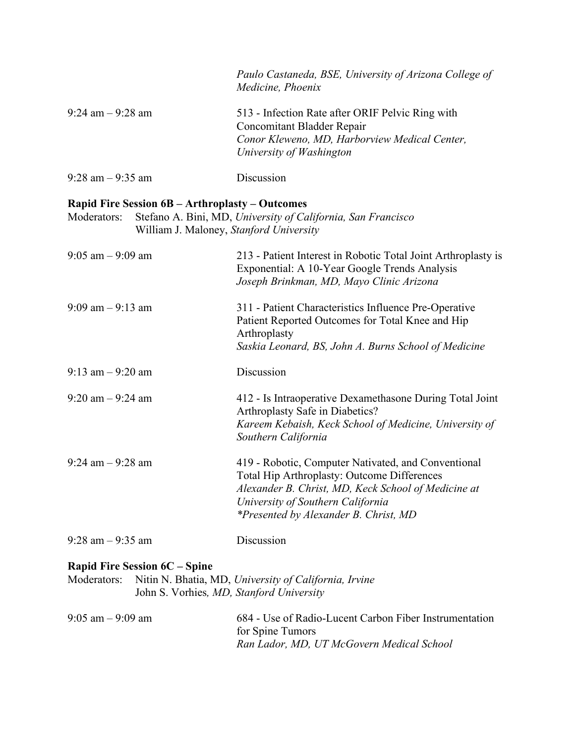*Paulo Castaneda, BSE, University of Arizona College of Medicine, Phoenix*

9:24 am – 9:28 am — 513 - Infection Rate after ORIF Pelvic Ring with Concomitant Bladder Repair
*Conor Kleweno, MD, Harborview Medical Center, University of Washington*

9:28 am – 9:35 am — Discussion

**Rapid Fire Session 6B – Arthroplasty – Outcomes**

Moderators: Stefano A. Bini, MD, *University of California, San Francisco*
William J. Maloney, *Stanford University*

9:05 am – 9:09 am — 213 - Patient Interest in Robotic Total Joint Arthroplasty is Exponential: A 10-Year Google Trends Analysis
*Joseph Brinkman, MD, Mayo Clinic Arizona*

9:09 am – 9:13 am — 311 - Patient Characteristics Influence Pre-Operative Patient Reported Outcomes for Total Knee and Hip Arthroplasty
*Saskia Leonard, BS, John A. Burns School of Medicine*

9:13 am – 9:20 am — Discussion

9:20 am – 9:24 am — 412 - Is Intraoperative Dexamethasone During Total Joint Arthroplasty Safe in Diabetics?
*Kareem Kebaish, Keck School of Medicine, University of Southern California*

9:24 am – 9:28 am — 419 - Robotic, Computer Nativated, and Conventional Total Hip Arthroplasty: Outcome Differences
*Alexander B. Christ, MD, Keck School of Medicine at University of Southern California*
*\*Presented by Alexander B. Christ, MD*

9:28 am – 9:35 am — Discussion

**Rapid Fire Session 6C – Spine**

Moderators: Nitin N. Bhatia, MD, *University of California, Irvine*
John S. Vorhies*, MD, Stanford University*

9:05 am – 9:09 am — 684 - Use of Radio-Lucent Carbon Fiber Instrumentation for Spine Tumors
*Ran Lador, MD, UT McGovern Medical School*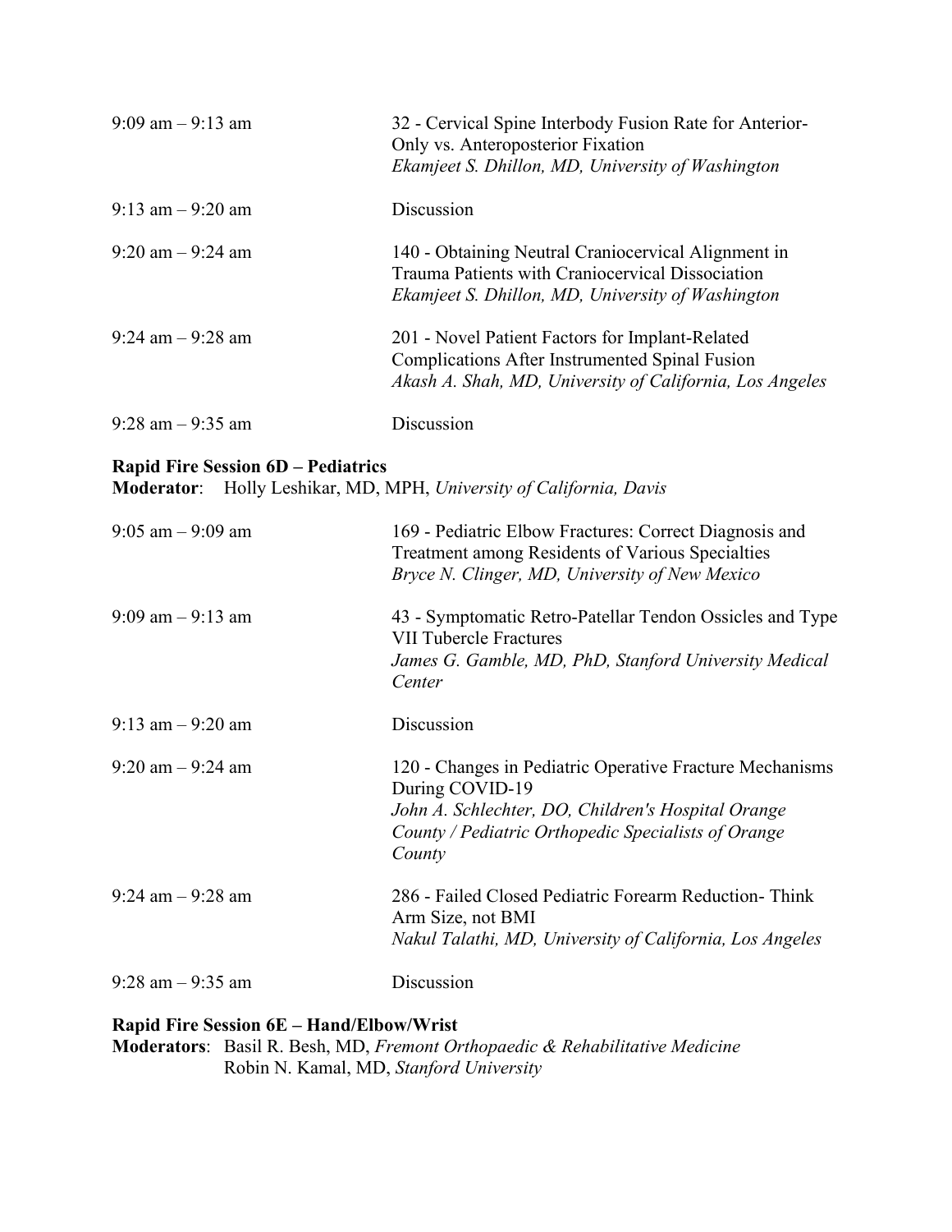| | |
|---|---|
| 9:09 am – 9:13 am | 32 - Cervical Spine Interbody Fusion Rate for Anterior-Only vs. Anteroposterior Fixation<br>*Ekamjeet S. Dhillon, MD, University of Washington* |
| 9:13 am – 9:20 am | Discussion |
| 9:20 am – 9:24 am | 140 - Obtaining Neutral Craniocervical Alignment in Trauma Patients with Craniocervical Dissociation<br>*Ekamjeet S. Dhillon, MD, University of Washington* |
| 9:24 am – 9:28 am | 201 - Novel Patient Factors for Implant-Related Complications After Instrumented Spinal Fusion<br>*Akash A. Shah, MD, University of California, Los Angeles* |
| 9:28 am – 9:35 am | Discussion |

**Rapid Fire Session 6D – Pediatrics**
**Moderator**: Holly Leshikar, MD, MPH, *University of California, Davis*

| | |
|---|---|
| 9:05 am – 9:09 am | 169 - Pediatric Elbow Fractures: Correct Diagnosis and Treatment among Residents of Various Specialties<br>*Bryce N. Clinger, MD, University of New Mexico* |
| 9:09 am – 9:13 am | 43 - Symptomatic Retro-Patellar Tendon Ossicles and Type VII Tubercle Fractures<br>*James G. Gamble, MD, PhD, Stanford University Medical Center* |
| 9:13 am – 9:20 am | Discussion |
| 9:20 am – 9:24 am | 120 - Changes in Pediatric Operative Fracture Mechanisms During COVID-19<br>*John A. Schlechter, DO, Children's Hospital Orange County / Pediatric Orthopedic Specialists of Orange County* |
| 9:24 am – 9:28 am | 286 - Failed Closed Pediatric Forearm Reduction- Think Arm Size, not BMI<br>*Nakul Talathi, MD, University of California, Los Angeles* |
| 9:28 am – 9:35 am | Discussion |

**Rapid Fire Session 6E – Hand/Elbow/Wrist**
**Moderators**: Basil R. Besh, MD, *Fremont Orthopaedic & Rehabilitative Medicine*
Robin N. Kamal, MD, *Stanford University*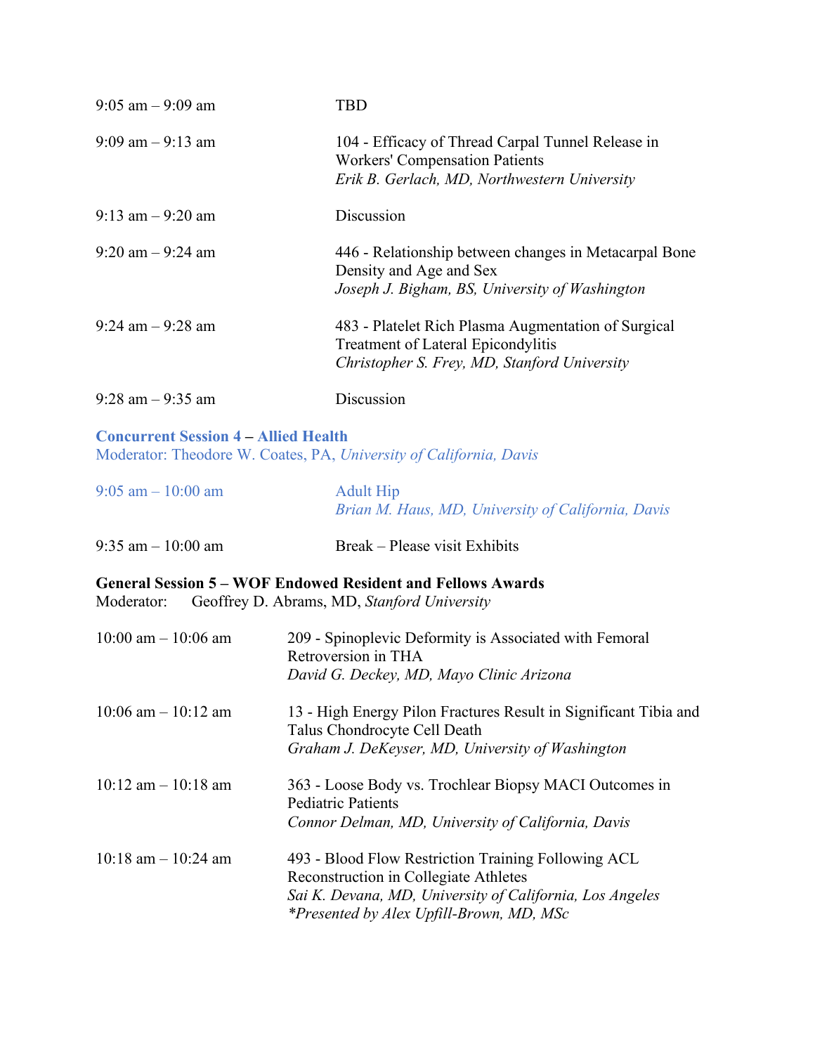| | |
|---|---|
| 9:05 am – 9:09 am | TBD |
| 9:09 am – 9:13 am | 104 - Efficacy of Thread Carpal Tunnel Release in Workers' Compensation Patients<br>*Erik B. Gerlach, MD, Northwestern University* |
| 9:13 am – 9:20 am | Discussion |
| 9:20 am – 9:24 am | 446 - Relationship between changes in Metacarpal Bone Density and Age and Sex<br>*Joseph J. Bigham, BS, University of Washington* |
| 9:24 am – 9:28 am | 483 - Platelet Rich Plasma Augmentation of Surgical Treatment of Lateral Epicondylitis<br>*Christopher S. Frey, MD, Stanford University* |
| 9:28 am – 9:35 am | Discussion |

**Concurrent Session 4 – Allied Health**
Moderator: Theodore W. Coates, PA, *University of California, Davis*

| | |
|---|---|
| 9:05 am – 10:00 am | Adult Hip<br>*Brian M. Haus, MD, University of California, Davis* |
| 9:35 am – 10:00 am | Break – Please visit Exhibits |

**General Session 5 – WOF Endowed Resident and Fellows Awards**
Moderator: Geoffrey D. Abrams, MD, *Stanford University*

| | |
|---|---|
| 10:00 am – 10:06 am | 209 - Spinoplevic Deformity is Associated with Femoral Retroversion in THA<br>*David G. Deckey, MD, Mayo Clinic Arizona* |
| 10:06 am – 10:12 am | 13 - High Energy Pilon Fractures Result in Significant Tibia and Talus Chondrocyte Cell Death<br>*Graham J. DeKeyser, MD, University of Washington* |
| 10:12 am – 10:18 am | 363 - Loose Body vs. Trochlear Biopsy MACI Outcomes in Pediatric Patients<br>*Connor Delman, MD, University of California, Davis* |
| 10:18 am – 10:24 am | 493 - Blood Flow Restriction Training Following ACL Reconstruction in Collegiate Athletes<br>*Sai K. Devana, MD, University of California, Los Angeles*<br>*\*Presented by Alex Upfill-Brown, MD, MSc* |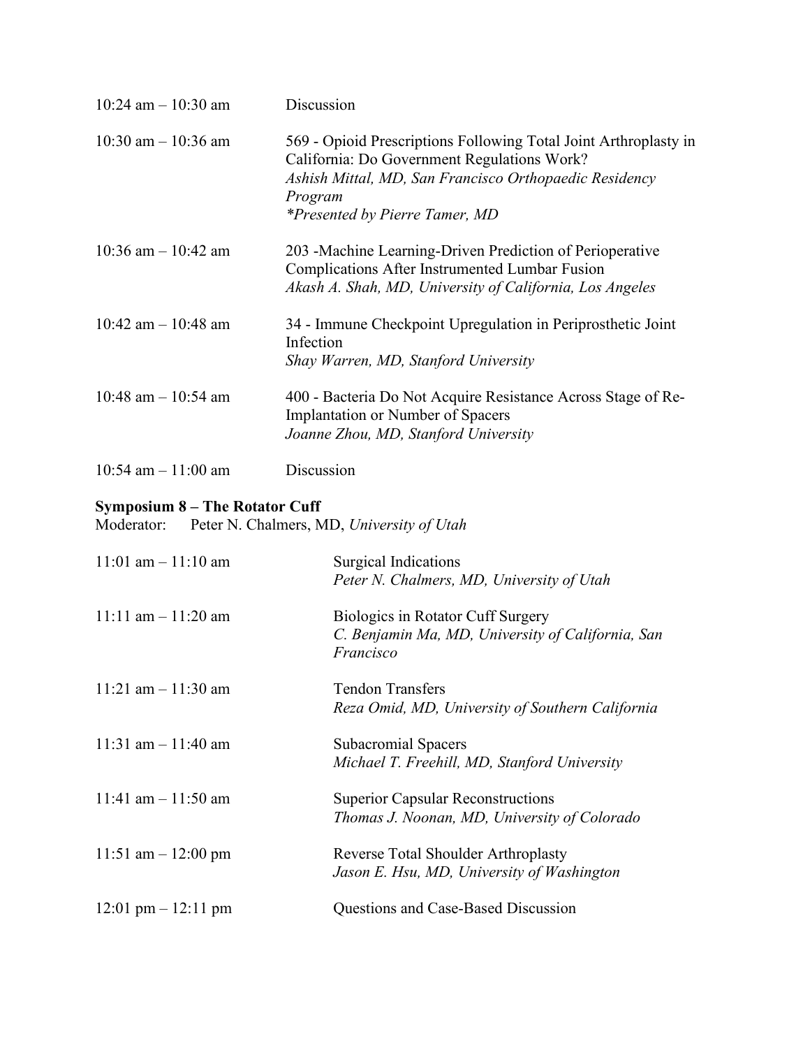| | |
|---|---|
| 10:24 am – 10:30 am | Discussion |
| 10:30 am – 10:36 am | 569 - Opioid Prescriptions Following Total Joint Arthroplasty in California: Do Government Regulations Work?<br>*Ashish Mittal, MD, San Francisco Orthopaedic Residency Program*<br>*\*Presented by Pierre Tamer, MD* |
| 10:36 am – 10:42 am | 203 -Machine Learning-Driven Prediction of Perioperative Complications After Instrumented Lumbar Fusion<br>*Akash A. Shah, MD, University of California, Los Angeles* |
| 10:42 am – 10:48 am | 34 - Immune Checkpoint Upregulation in Periprosthetic Joint Infection<br>*Shay Warren, MD, Stanford University* |
| 10:48 am – 10:54 am | 400 - Bacteria Do Not Acquire Resistance Across Stage of Re-Implantation or Number of Spacers<br>*Joanne Zhou, MD, Stanford University* |
| 10:54 am – 11:00 am | Discussion |

**Symposium 8 – The Rotator Cuff**

Moderator: Peter N. Chalmers, MD, *University of Utah*

| | |
|---|---|
| 11:01 am – 11:10 am | Surgical Indications<br>*Peter N. Chalmers, MD, University of Utah* |
| 11:11 am – 11:20 am | Biologics in Rotator Cuff Surgery<br>*C. Benjamin Ma, MD, University of California, San Francisco* |
| 11:21 am – 11:30 am | Tendon Transfers<br>*Reza Omid, MD, University of Southern California* |
| 11:31 am – 11:40 am | Subacromial Spacers<br>*Michael T. Freehill, MD, Stanford University* |
| 11:41 am – 11:50 am | Superior Capsular Reconstructions<br>*Thomas J. Noonan, MD, University of Colorado* |
| 11:51 am – 12:00 pm | Reverse Total Shoulder Arthroplasty<br>*Jason E. Hsu, MD, University of Washington* |
| 12:01 pm – 12:11 pm | Questions and Case-Based Discussion |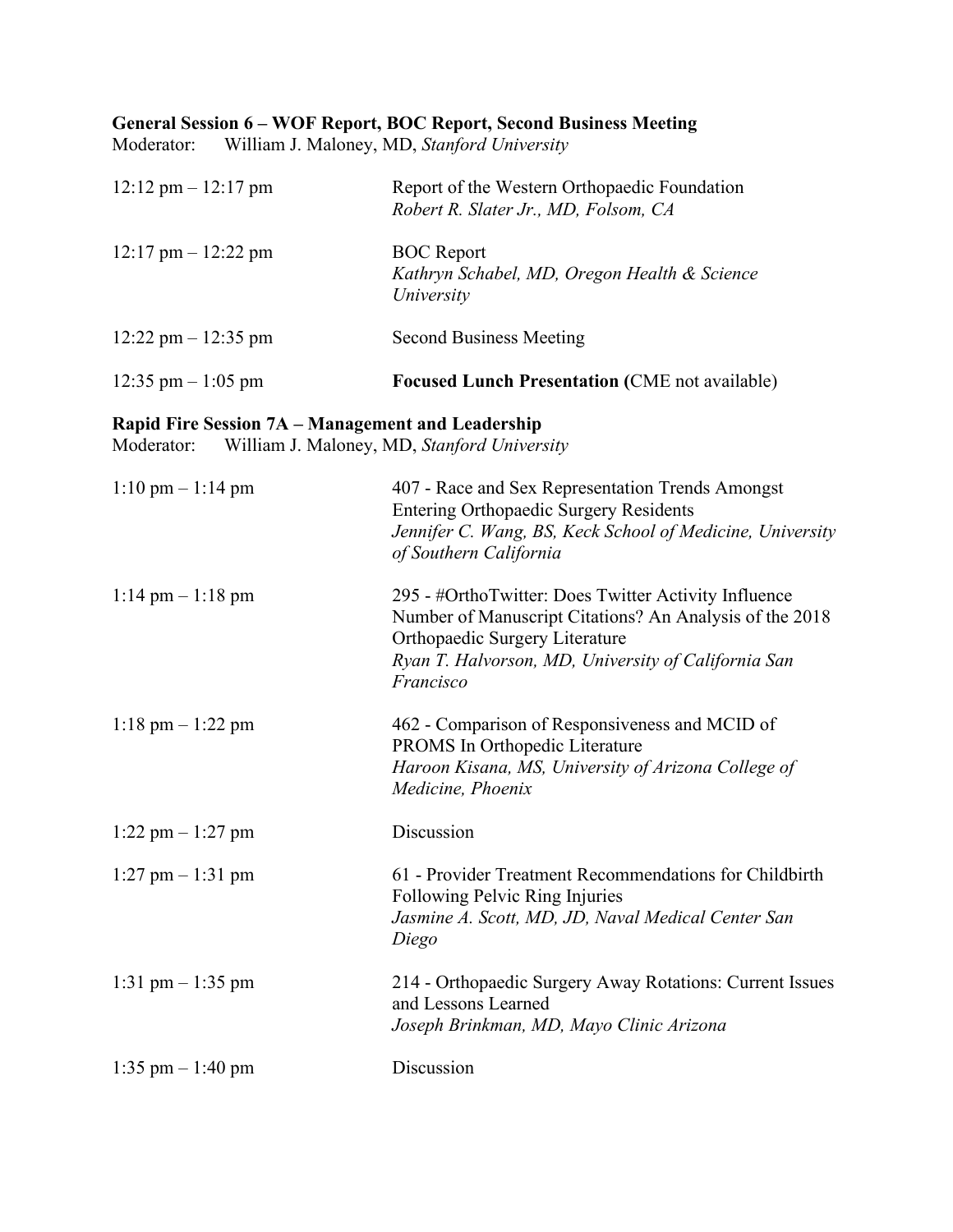**General Session 6 – WOF Report, BOC Report, Second Business Meeting**
Moderator: William J. Maloney, MD, *Stanford University*

| | |
|---|---|
| 12:12 pm – 12:17 pm | Report of the Western Orthopaedic Foundation<br>*Robert R. Slater Jr., MD, Folsom, CA* |
| 12:17 pm – 12:22 pm | BOC Report<br>*Kathryn Schabel, MD, Oregon Health & Science University* |
| 12:22 pm – 12:35 pm | Second Business Meeting |
| 12:35 pm – 1:05 pm | **Focused Lunch Presentation (**CME not available) |

**Rapid Fire Session 7A – Management and Leadership**
Moderator: William J. Maloney, MD, *Stanford University*

| | |
|---|---|
| 1:10 pm – 1:14 pm | 407 - Race and Sex Representation Trends Amongst Entering Orthopaedic Surgery Residents<br>*Jennifer C. Wang, BS, Keck School of Medicine, University of Southern California* |
| 1:14 pm – 1:18 pm | 295 - #OrthoTwitter: Does Twitter Activity Influence Number of Manuscript Citations? An Analysis of the 2018 Orthopaedic Surgery Literature<br>*Ryan T. Halvorson, MD, University of California San Francisco* |
| 1:18 pm – 1:22 pm | 462 - Comparison of Responsiveness and MCID of PROMS In Orthopedic Literature<br>*Haroon Kisana, MS, University of Arizona College of Medicine, Phoenix* |
| 1:22 pm – 1:27 pm | Discussion |
| 1:27 pm – 1:31 pm | 61 - Provider Treatment Recommendations for Childbirth Following Pelvic Ring Injuries<br>*Jasmine A. Scott, MD, JD, Naval Medical Center San Diego* |
| 1:31 pm – 1:35 pm | 214 - Orthopaedic Surgery Away Rotations: Current Issues and Lessons Learned<br>*Joseph Brinkman, MD, Mayo Clinic Arizona* |
| 1:35 pm – 1:40 pm | Discussion |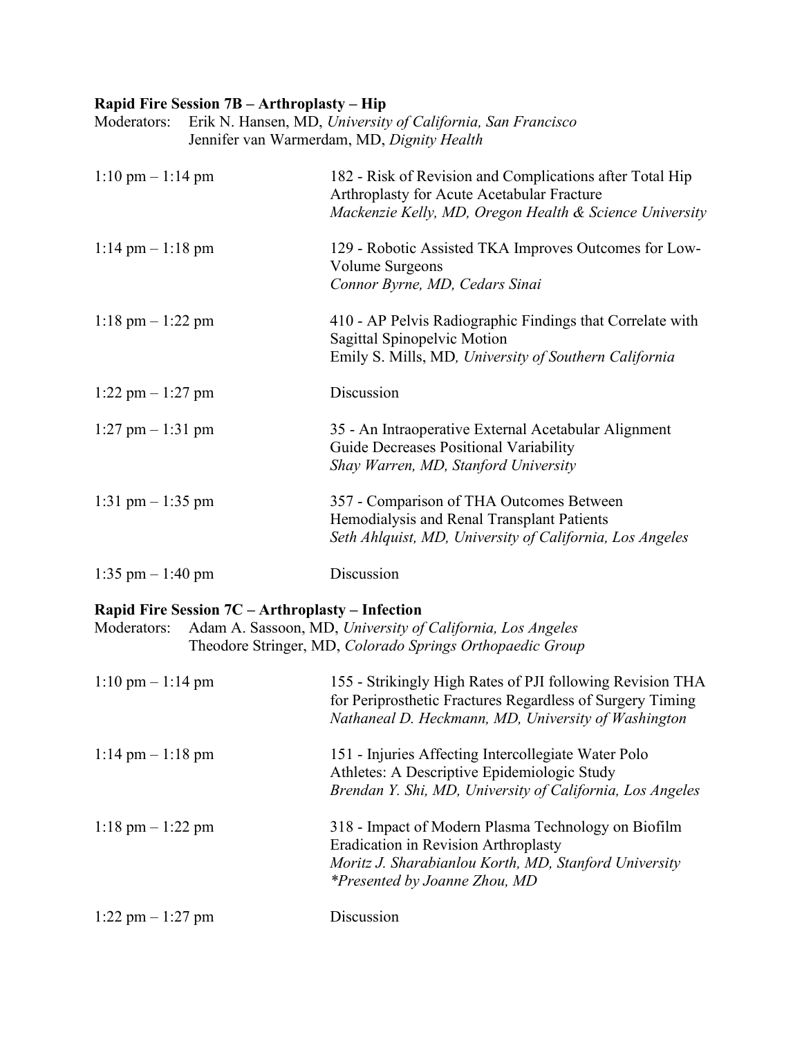**Rapid Fire Session 7B – Arthroplasty – Hip**

Moderators: Erik N. Hansen, MD, *University of California, San Francisco*
Jennifer van Warmerdam, MD, *Dignity Health*

| | |
|---|---|
| 1:10 pm – 1:14 pm | 182 - Risk of Revision and Complications after Total Hip Arthroplasty for Acute Acetabular Fracture<br>*Mackenzie Kelly, MD, Oregon Health & Science University* |
| 1:14 pm – 1:18 pm | 129 - Robotic Assisted TKA Improves Outcomes for Low-Volume Surgeons<br>*Connor Byrne, MD, Cedars Sinai* |
| 1:18 pm – 1:22 pm | 410 - AP Pelvis Radiographic Findings that Correlate with Sagittal Spinopelvic Motion<br>Emily S. Mills, MD*, University of Southern California* |
| 1:22 pm – 1:27 pm | Discussion |
| 1:27 pm – 1:31 pm | 35 - An Intraoperative External Acetabular Alignment Guide Decreases Positional Variability<br>*Shay Warren, MD, Stanford University* |
| 1:31 pm – 1:35 pm | 357 - Comparison of THA Outcomes Between Hemodialysis and Renal Transplant Patients<br>*Seth Ahlquist, MD, University of California, Los Angeles* |
| 1:35 pm – 1:40 pm | Discussion |

**Rapid Fire Session 7C – Arthroplasty – Infection**

Moderators: Adam A. Sassoon, MD, *University of California, Los Angeles*
Theodore Stringer, MD, *Colorado Springs Orthopaedic Group*

| | |
|---|---|
| 1:10 pm – 1:14 pm | 155 - Strikingly High Rates of PJI following Revision THA for Periprosthetic Fractures Regardless of Surgery Timing<br>*Nathaneal D. Heckmann, MD, University of Washington* |
| 1:14 pm – 1:18 pm | 151 - Injuries Affecting Intercollegiate Water Polo Athletes: A Descriptive Epidemiologic Study<br>*Brendan Y. Shi, MD, University of California, Los Angeles* |
| 1:18 pm – 1:22 pm | 318 - Impact of Modern Plasma Technology on Biofilm Eradication in Revision Arthroplasty<br>*Moritz J. Sharabianlou Korth, MD, Stanford University*<br>*\*Presented by Joanne Zhou, MD* |
| 1:22 pm – 1:27 pm | Discussion |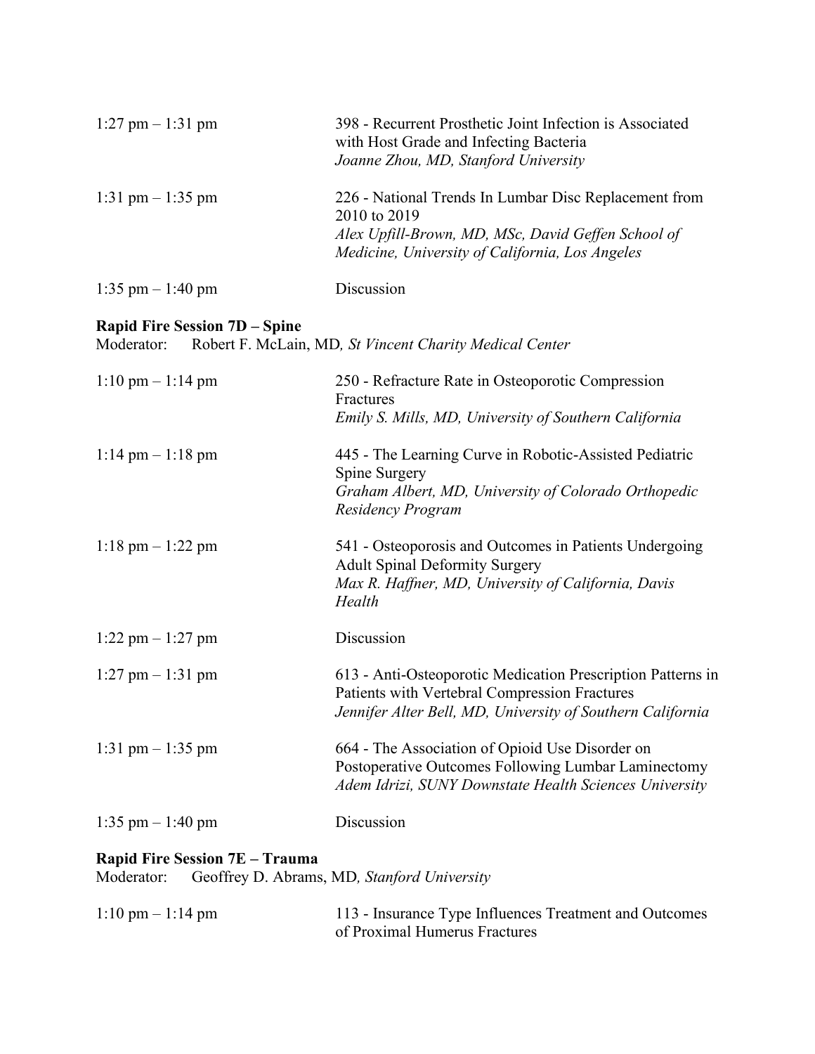1:27 pm – 1:31 pm — 398 - Recurrent Prosthetic Joint Infection is Associated with Host Grade and Infecting Bacteria
*Joanne Zhou, MD, Stanford University*

1:31 pm – 1:35 pm — 226 - National Trends In Lumbar Disc Replacement from 2010 to 2019
*Alex Upfill-Brown, MD, MSc, David Geffen School of Medicine, University of California, Los Angeles*

1:35 pm – 1:40 pm — Discussion

**Rapid Fire Session 7D – Spine**
Moderator: Robert F. McLain, MD*, St Vincent Charity Medical Center*

1:10 pm – 1:14 pm — 250 - Refracture Rate in Osteoporotic Compression Fractures
*Emily S. Mills, MD, University of Southern California*

1:14 pm – 1:18 pm — 445 - The Learning Curve in Robotic-Assisted Pediatric Spine Surgery
*Graham Albert, MD, University of Colorado Orthopedic Residency Program*

1:18 pm – 1:22 pm — 541 - Osteoporosis and Outcomes in Patients Undergoing Adult Spinal Deformity Surgery
*Max R. Haffner, MD, University of California, Davis Health*

1:22 pm – 1:27 pm — Discussion

1:27 pm – 1:31 pm — 613 - Anti-Osteoporotic Medication Prescription Patterns in Patients with Vertebral Compression Fractures
*Jennifer Alter Bell, MD, University of Southern California*

1:31 pm – 1:35 pm — 664 - The Association of Opioid Use Disorder on Postoperative Outcomes Following Lumbar Laminectomy
*Adem Idrizi, SUNY Downstate Health Sciences University*

1:35 pm – 1:40 pm — Discussion

**Rapid Fire Session 7E – Trauma**
Moderator: Geoffrey D. Abrams, MD*, Stanford University*

1:10 pm – 1:14 pm — 113 - Insurance Type Influences Treatment and Outcomes of Proximal Humerus Fractures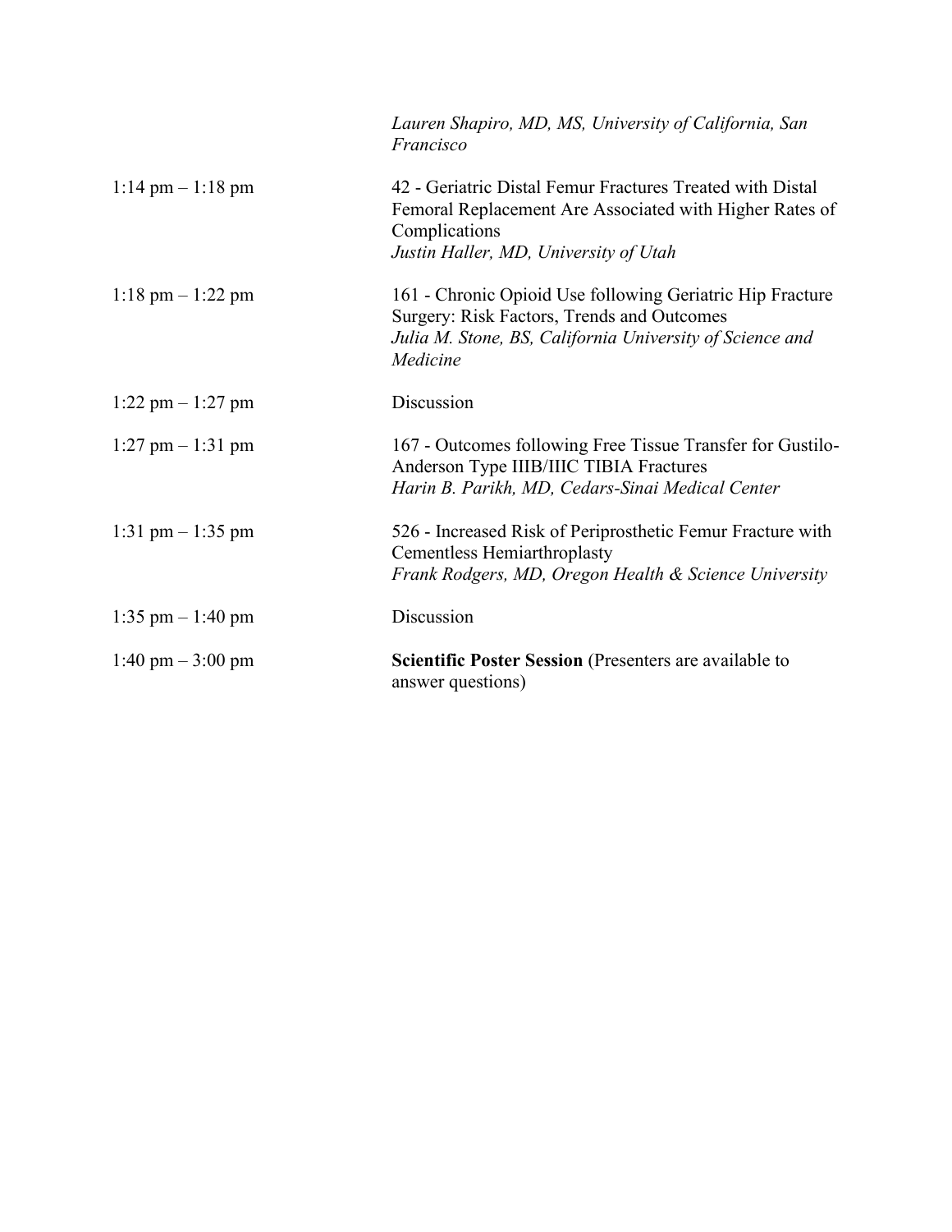| | |
|---|---|
| | *Lauren Shapiro, MD, MS, University of California, San Francisco* |
| 1:14 pm – 1:18 pm | 42 - Geriatric Distal Femur Fractures Treated with Distal Femoral Replacement Are Associated with Higher Rates of Complications<br>*Justin Haller, MD, University of Utah* |
| 1:18 pm – 1:22 pm | 161 - Chronic Opioid Use following Geriatric Hip Fracture Surgery: Risk Factors, Trends and Outcomes<br>*Julia M. Stone, BS, California University of Science and Medicine* |
| 1:22 pm – 1:27 pm | Discussion |
| 1:27 pm – 1:31 pm | 167 - Outcomes following Free Tissue Transfer for Gustilo-Anderson Type IIIB/IIIC TIBIA Fractures<br>*Harin B. Parikh, MD, Cedars-Sinai Medical Center* |
| 1:31 pm – 1:35 pm | 526 - Increased Risk of Periprosthetic Femur Fracture with Cementless Hemiarthroplasty<br>*Frank Rodgers, MD, Oregon Health & Science University* |
| 1:35 pm – 1:40 pm | Discussion |
| 1:40 pm – 3:00 pm | **Scientific Poster Session** (Presenters are available to answer questions) |